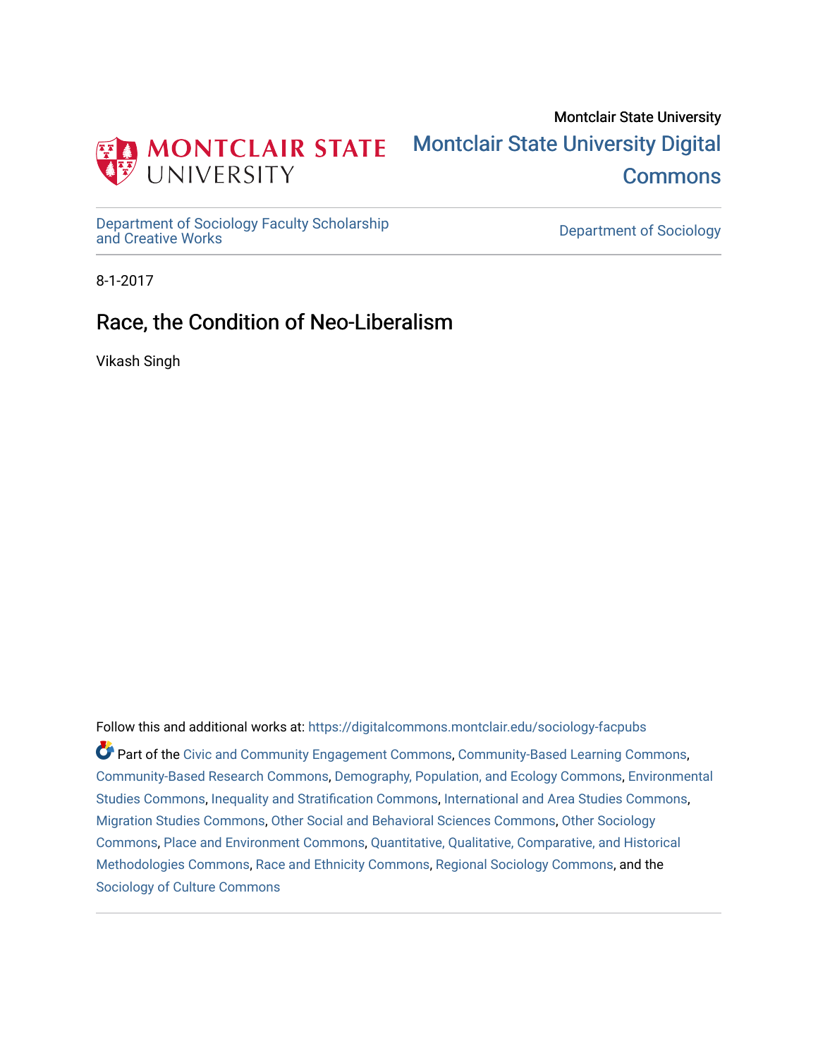Montclair State University

Montclair State University Digital Commons

Department of Sociology Faculty Scholarship and Creative Works

Department of Sociology

8-1-2017

# Race, the Condition of Neo-Liberalism

Vikash Singh

Follow this and additional works at: https://digitalcommons.montclair.edu/sociology-facpubs

Part of the Civic and Community Engagement Commons, Community-Based Learning Commons, Community-Based Research Commons, Demography, Population, and Ecology Commons, Environmental Studies Commons, Inequality and Stratification Commons, International and Area Studies Commons, Migration Studies Commons, Other Social and Behavioral Sciences Commons, Other Sociology Commons, Place and Environment Commons, Quantitative, Qualitative, Comparative, and Historical Methodologies Commons, Race and Ethnicity Commons, Regional Sociology Commons, and the Sociology of Culture Commons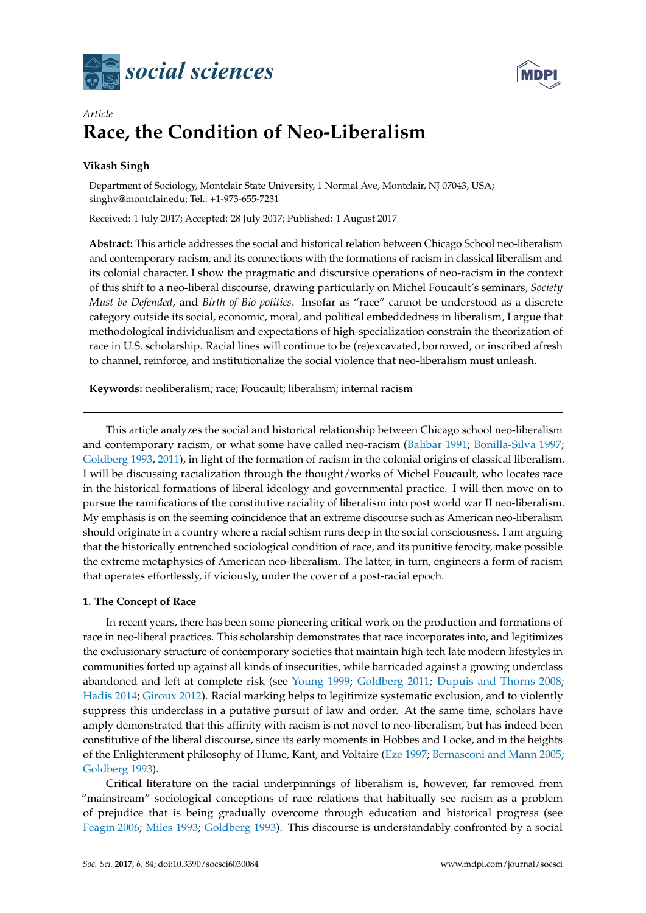# Race, the Condition of Neo-Liberalism

**Vikash Singh**

Department of Sociology, Montclair State University, 1 Normal Ave, Montclair, NJ 07043, USA; singhv@montclair.edu; Tel.: +1-973-655-7231

Received: 1 July 2017; Accepted: 28 July 2017; Published: 1 August 2017

**Abstract:** This article addresses the social and historical relation between Chicago School neo-liberalism and contemporary racism, and its connections with the formations of racism in classical liberalism and its colonial character. I show the pragmatic and discursive operations of neo-racism in the context of this shift to a neo-liberal discourse, drawing particularly on Michel Foucault's seminars, *Society Must be Defended*, and *Birth of Bio-politics*. Insofar as "race" cannot be understood as a discrete category outside its social, economic, moral, and political embeddedness in liberalism, I argue that methodological individualism and expectations of high-specialization constrain the theorization of race in U.S. scholarship. Racial lines will continue to be (re)excavated, borrowed, or inscribed afresh to channel, reinforce, and institutionalize the social violence that neo-liberalism must unleash.

**Keywords:** neoliberalism; race; Foucault; liberalism; internal racism

---

This article analyzes the social and historical relationship between Chicago school neo-liberalism and contemporary racism, or what some have called neo-racism (Balibar 1991; Bonilla-Silva 1997; Goldberg 1993, 2011), in light of the formation of racism in the colonial origins of classical liberalism. I will be discussing racialization through the thought/works of Michel Foucault, who locates race in the historical formations of liberal ideology and governmental practice. I will then move on to pursue the ramifications of the constitutive raciality of liberalism into post world war II neo-liberalism. My emphasis is on the seeming coincidence that an extreme discourse such as American neo-liberalism should originate in a country where a racial schism runs deep in the social consciousness. I am arguing that the historically entrenched sociological condition of race, and its punitive ferocity, make possible the extreme metaphysics of American neo-liberalism. The latter, in turn, engineers a form of racism that operates effortlessly, if viciously, under the cover of a post-racial epoch.

## 1. The Concept of Race

In recent years, there has been some pioneering critical work on the production and formations of race in neo-liberal practices. This scholarship demonstrates that race incorporates into, and legitimizes the exclusionary structure of contemporary societies that maintain high tech late modern lifestyles in communities forted up against all kinds of insecurities, while barricaded against a growing underclass abandoned and left at complete risk (see Young 1999; Goldberg 2011; Dupuis and Thorns 2008; Hadis 2014; Giroux 2012). Racial marking helps to legitimize systematic exclusion, and to violently suppress this underclass in a putative pursuit of law and order. At the same time, scholars have amply demonstrated that this affinity with racism is not novel to neo-liberalism, but has indeed been constitutive of the liberal discourse, since its early moments in Hobbes and Locke, and in the heights of the Enlightenment philosophy of Hume, Kant, and Voltaire (Eze 1997; Bernasconi and Mann 2005; Goldberg 1993).

Critical literature on the racial underpinnings of liberalism is, however, far removed from "mainstream" sociological conceptions of race relations that habitually see racism as a problem of prejudice that is being gradually overcome through education and historical progress (see Feagin 2006; Miles 1993; Goldberg 1993). This discourse is understandably confronted by a social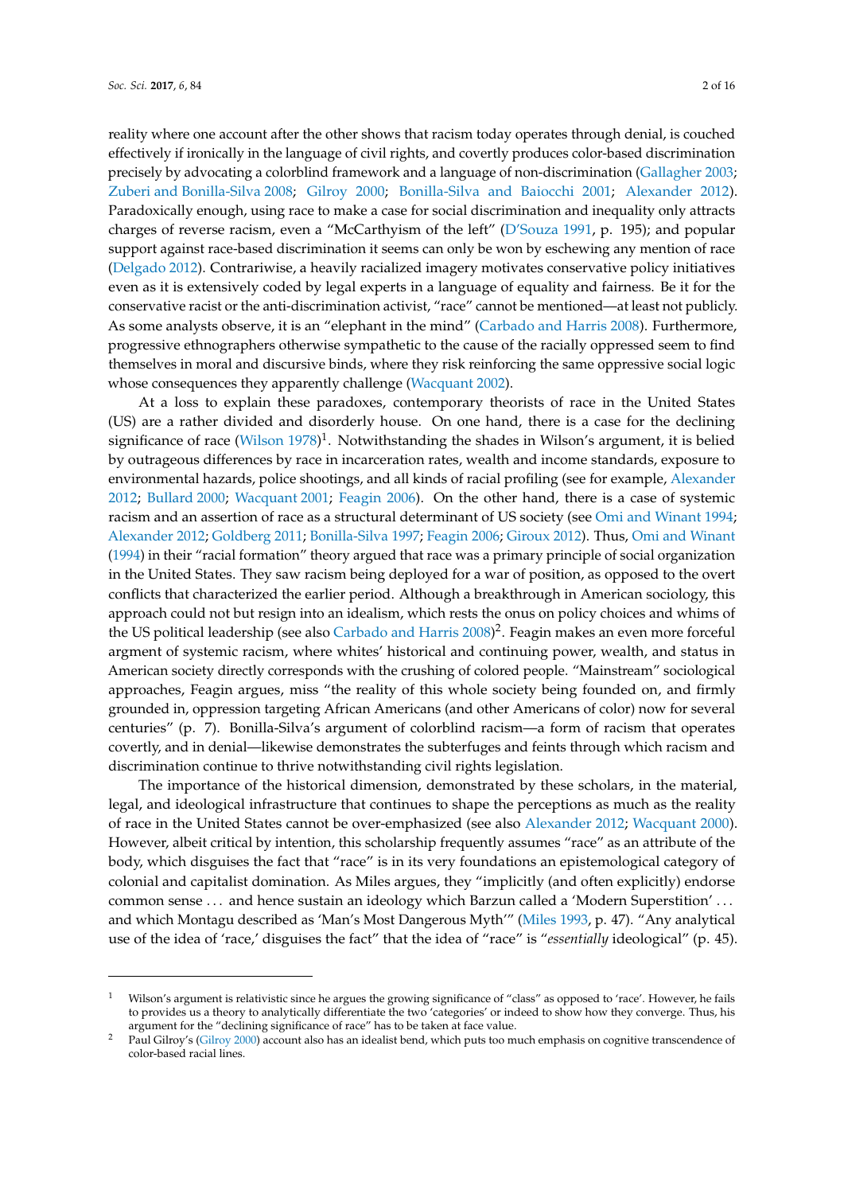reality where one account after the other shows that racism today operates through denial, is couched effectively if ironically in the language of civil rights, and covertly produces color-based discrimination precisely by advocating a colorblind framework and a language of non-discrimination (Gallagher 2003; Zuberi and Bonilla-Silva 2008; Gilroy 2000; Bonilla-Silva and Baiocchi 2001; Alexander 2012). Paradoxically enough, using race to make a case for social discrimination and inequality only attracts charges of reverse racism, even a "McCarthyism of the left" (D'Souza 1991, p. 195); and popular support against race-based discrimination it seems can only be won by eschewing any mention of race (Delgado 2012). Contrariwise, a heavily racialized imagery motivates conservative policy initiatives even as it is extensively coded by legal experts in a language of equality and fairness. Be it for the conservative racist or the anti-discrimination activist, "race" cannot be mentioned—at least not publicly. As some analysts observe, it is an "elephant in the mind" (Carbado and Harris 2008). Furthermore, progressive ethnographers otherwise sympathetic to the cause of the racially oppressed seem to find themselves in moral and discursive binds, where they risk reinforcing the same oppressive social logic whose consequences they apparently challenge (Wacquant 2002).

At a loss to explain these paradoxes, contemporary theorists of race in the United States (US) are a rather divided and disorderly house. On one hand, there is a case for the declining significance of race (Wilson 1978)[1]. Notwithstanding the shades in Wilson's argument, it is belied by outrageous differences by race in incarceration rates, wealth and income standards, exposure to environmental hazards, police shootings, and all kinds of racial profiling (see for example, Alexander 2012; Bullard 2000; Wacquant 2001; Feagin 2006). On the other hand, there is a case of systemic racism and an assertion of race as a structural determinant of US society (see Omi and Winant 1994; Alexander 2012; Goldberg 2011; Bonilla-Silva 1997; Feagin 2006; Giroux 2012). Thus, Omi and Winant (1994) in their "racial formation" theory argued that race was a primary principle of social organization in the United States. They saw racism being deployed for a war of position, as opposed to the overt conflicts that characterized the earlier period. Although a breakthrough in American sociology, this approach could not but resign into an idealism, which rests the onus on policy choices and whims of the US political leadership (see also Carbado and Harris 2008)[2]. Feagin makes an even more forceful argument of systemic racism, where whites' historical and continuing power, wealth, and status in American society directly corresponds with the crushing of colored people. "Mainstream" sociological approaches, Feagin argues, miss "the reality of this whole society being founded on, and firmly grounded in, oppression targeting African Americans (and other Americans of color) now for several centuries" (p. 7). Bonilla-Silva's argument of colorblind racism—a form of racism that operates covertly, and in denial—likewise demonstrates the subterfuges and feints through which racism and discrimination continue to thrive notwithstanding civil rights legislation.

The importance of the historical dimension, demonstrated by these scholars, in the material, legal, and ideological infrastructure that continues to shape the perceptions as much as the reality of race in the United States cannot be over-emphasized (see also Alexander 2012; Wacquant 2000). However, albeit critical by intention, this scholarship frequently assumes "race" as an attribute of the body, which disguises the fact that "race" is in its very foundations an epistemological category of colonial and capitalist domination. As Miles argues, they "implicitly (and often explicitly) endorse common sense ... and hence sustain an ideology which Barzun called a 'Modern Superstition' ... and which Montagu described as 'Man's Most Dangerous Myth'" (Miles 1993, p. 47). "Any analytical use of the idea of 'race,' disguises the fact" that the idea of "race" is "*essentially* ideological" (p. 45).

---

[1] Wilson's argument is relativistic since he argues the growing significance of "class" as opposed to 'race'. However, he fails to provides us a theory to analytically differentiate the two 'categories' or indeed to show how they converge. Thus, his argument for the "declining significance of race" has to be taken at face value.

[2] Paul Gilroy's (Gilroy 2000) account also has an idealist bend, which puts too much emphasis on cognitive transcendence of color-based racial lines.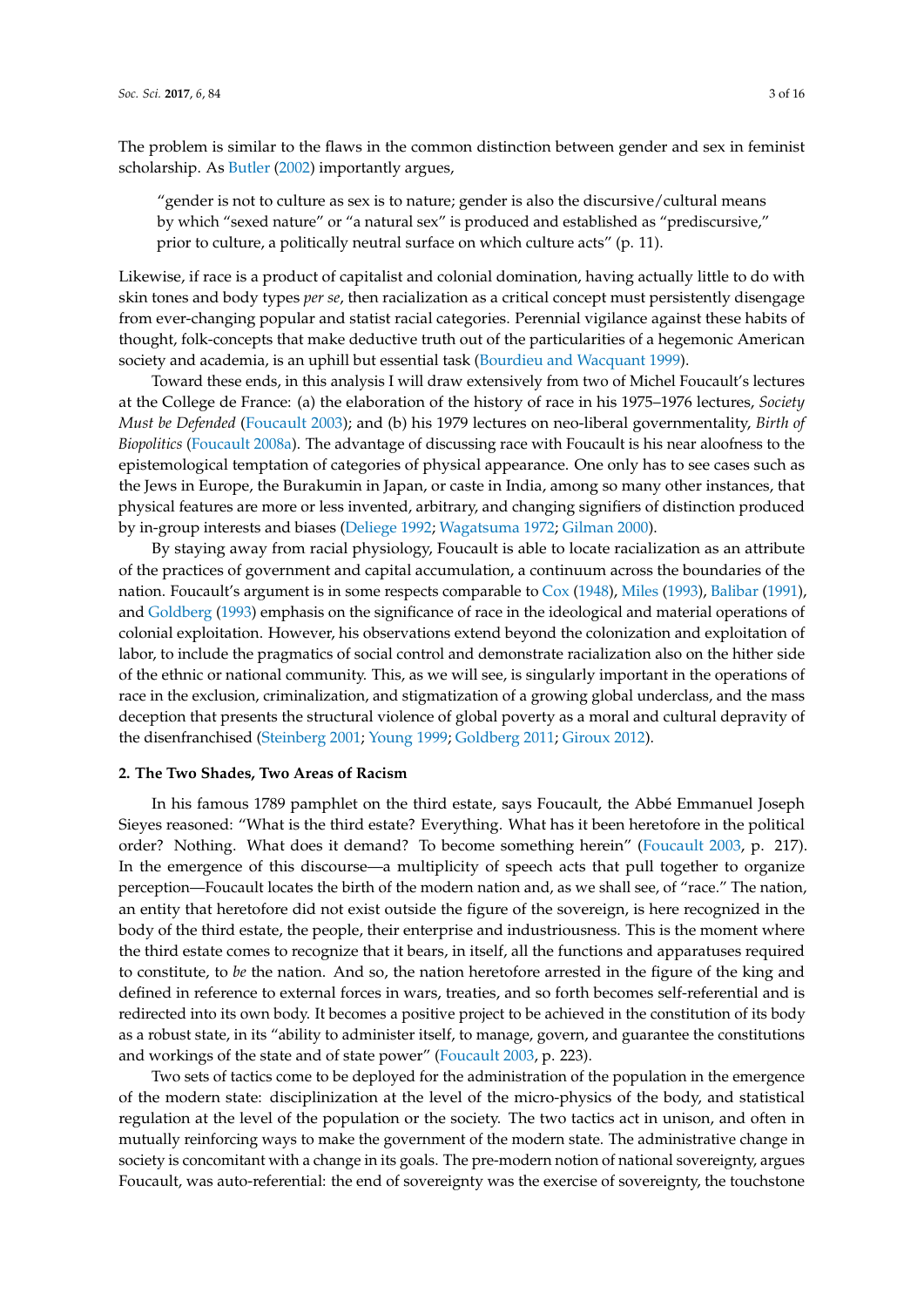The problem is similar to the flaws in the common distinction between gender and sex in feminist scholarship. As Butler (2002) importantly argues,

> "gender is not to culture as sex is to nature; gender is also the discursive/cultural means by which "sexed nature" or "a natural sex" is produced and established as "prediscursive," prior to culture, a politically neutral surface on which culture acts" (p. 11).

Likewise, if race is a product of capitalist and colonial domination, having actually little to do with skin tones and body types *per se*, then racialization as a critical concept must persistently disengage from ever-changing popular and statist racial categories. Perennial vigilance against these habits of thought, folk-concepts that make deductive truth out of the particularities of a hegemonic American society and academia, is an uphill but essential task (Bourdieu and Wacquant 1999).

Toward these ends, in this analysis I will draw extensively from two of Michel Foucault's lectures at the College de France: (a) the elaboration of the history of race in his 1975–1976 lectures, *Society Must be Defended* (Foucault 2003); and (b) his 1979 lectures on neo-liberal governmentality, *Birth of Biopolitics* (Foucault 2008a). The advantage of discussing race with Foucault is his near aloofness to the epistemological temptation of categories of physical appearance. One only has to see cases such as the Jews in Europe, the Burakumin in Japan, or caste in India, among so many other instances, that physical features are more or less invented, arbitrary, and changing signifiers of distinction produced by in-group interests and biases (Deliege 1992; Wagatsuma 1972; Gilman 2000).

By staying away from racial physiology, Foucault is able to locate racialization as an attribute of the practices of government and capital accumulation, a continuum across the boundaries of the nation. Foucault's argument is in some respects comparable to Cox (1948), Miles (1993), Balibar (1991), and Goldberg (1993) emphasis on the significance of race in the ideological and material operations of colonial exploitation. However, his observations extend beyond the colonization and exploitation of labor, to include the pragmatics of social control and demonstrate racialization also on the hither side of the ethnic or national community. This, as we will see, is singularly important in the operations of race in the exclusion, criminalization, and stigmatization of a growing global underclass, and the mass deception that presents the structural violence of global poverty as a moral and cultural depravity of the disenfranchised (Steinberg 2001; Young 1999; Goldberg 2011; Giroux 2012).

## 2. The Two Shades, Two Areas of Racism

In his famous 1789 pamphlet on the third estate, says Foucault, the Abbé Emmanuel Joseph Sieyes reasoned: "What is the third estate? Everything. What has it been heretofore in the political order? Nothing. What does it demand? To become something herein" (Foucault 2003, p. 217). In the emergence of this discourse—a multiplicity of speech acts that pull together to organize perception—Foucault locates the birth of the modern nation and, as we shall see, of "race." The nation, an entity that heretofore did not exist outside the figure of the sovereign, is here recognized in the body of the third estate, the people, their enterprise and industriousness. This is the moment where the third estate comes to recognize that it bears, in itself, all the functions and apparatuses required to constitute, to *be* the nation. And so, the nation heretofore arrested in the figure of the king and defined in reference to external forces in wars, treaties, and so forth becomes self-referential and is redirected into its own body. It becomes a positive project to be achieved in the constitution of its body as a robust state, in its "ability to administer itself, to manage, govern, and guarantee the constitutions and workings of the state and of state power" (Foucault 2003, p. 223).

Two sets of tactics come to be deployed for the administration of the population in the emergence of the modern state: disciplinization at the level of the micro-physics of the body, and statistical regulation at the level of the population or the society. The two tactics act in unison, and often in mutually reinforcing ways to make the government of the modern state. The administrative change in society is concomitant with a change in its goals. The pre-modern notion of national sovereignty, argues Foucault, was auto-referential: the end of sovereignty was the exercise of sovereignty, the touchstone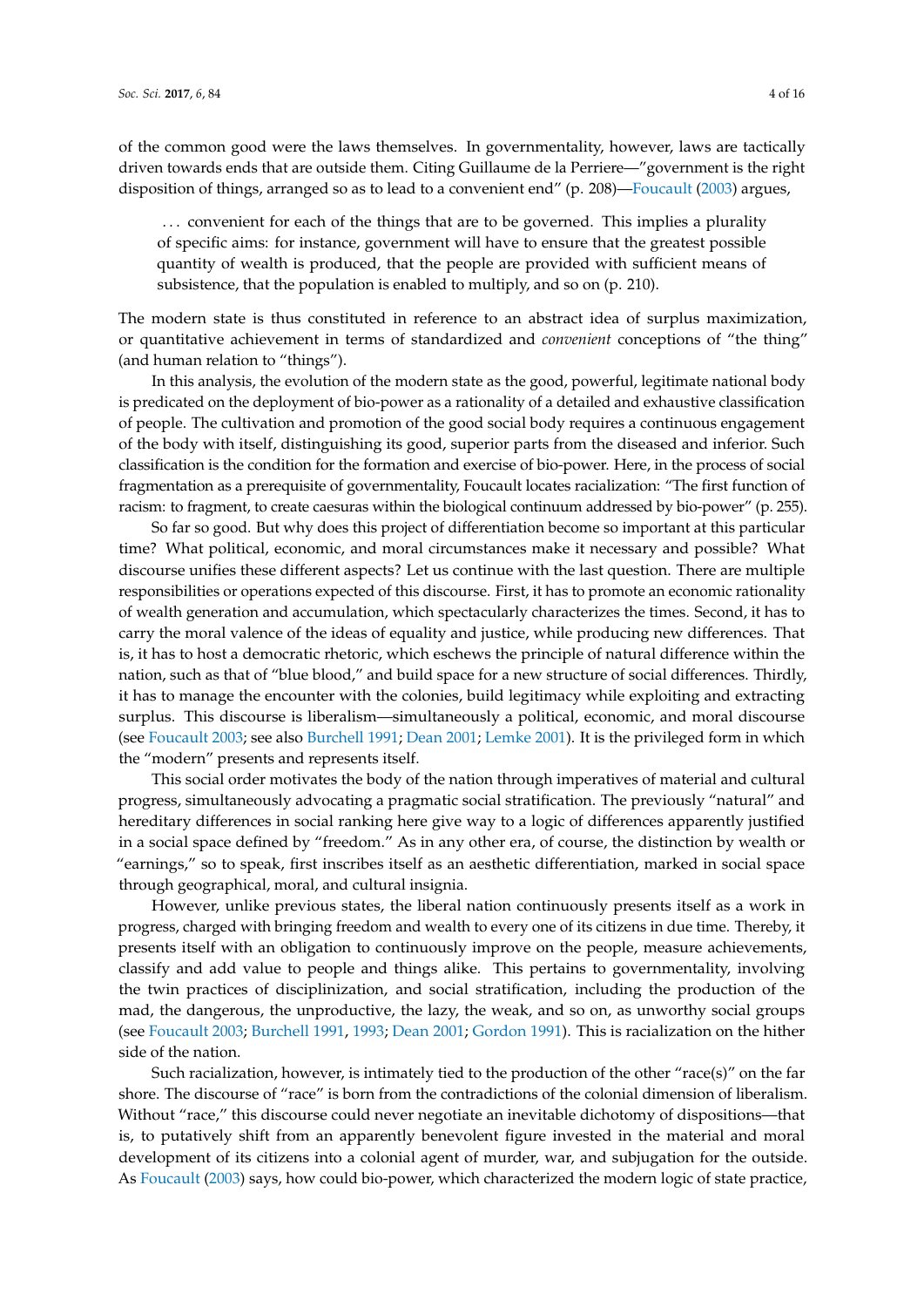of the common good were the laws themselves. In governmentality, however, laws are tactically driven towards ends that are outside them. Citing Guillaume de la Perriere—"government is the right disposition of things, arranged so as to lead to a convenient end" (p. 208)—Foucault (2003) argues,

> . . . convenient for each of the things that are to be governed. This implies a plurality of specific aims: for instance, government will have to ensure that the greatest possible quantity of wealth is produced, that the people are provided with sufficient means of subsistence, that the population is enabled to multiply, and so on (p. 210).

The modern state is thus constituted in reference to an abstract idea of surplus maximization, or quantitative achievement in terms of standardized and *convenient* conceptions of "the thing" (and human relation to "things").

In this analysis, the evolution of the modern state as the good, powerful, legitimate national body is predicated on the deployment of bio-power as a rationality of a detailed and exhaustive classification of people. The cultivation and promotion of the good social body requires a continuous engagement of the body with itself, distinguishing its good, superior parts from the diseased and inferior. Such classification is the condition for the formation and exercise of bio-power. Here, in the process of social fragmentation as a prerequisite of governmentality, Foucault locates racialization: "The first function of racism: to fragment, to create caesuras within the biological continuum addressed by bio-power" (p. 255).

So far so good. But why does this project of differentiation become so important at this particular time? What political, economic, and moral circumstances make it necessary and possible? What discourse unifies these different aspects? Let us continue with the last question. There are multiple responsibilities or operations expected of this discourse. First, it has to promote an economic rationality of wealth generation and accumulation, which spectacularly characterizes the times. Second, it has to carry the moral valence of the ideas of equality and justice, while producing new differences. That is, it has to host a democratic rhetoric, which eschews the principle of natural difference within the nation, such as that of "blue blood," and build space for a new structure of social differences. Thirdly, it has to manage the encounter with the colonies, build legitimacy while exploiting and extracting surplus. This discourse is liberalism—simultaneously a political, economic, and moral discourse (see Foucault 2003; see also Burchell 1991; Dean 2001; Lemke 2001). It is the privileged form in which the "modern" presents and represents itself.

This social order motivates the body of the nation through imperatives of material and cultural progress, simultaneously advocating a pragmatic social stratification. The previously "natural" and hereditary differences in social ranking here give way to a logic of differences apparently justified in a social space defined by "freedom." As in any other era, of course, the distinction by wealth or "earnings," so to speak, first inscribes itself as an aesthetic differentiation, marked in social space through geographical, moral, and cultural insignia.

However, unlike previous states, the liberal nation continuously presents itself as a work in progress, charged with bringing freedom and wealth to every one of its citizens in due time. Thereby, it presents itself with an obligation to continuously improve on the people, measure achievements, classify and add value to people and things alike. This pertains to governmentality, involving the twin practices of disciplinization, and social stratification, including the production of the mad, the dangerous, the unproductive, the lazy, the weak, and so on, as unworthy social groups (see Foucault 2003; Burchell 1991, 1993; Dean 2001; Gordon 1991). This is racialization on the hither side of the nation.

Such racialization, however, is intimately tied to the production of the other "race(s)" on the far shore. The discourse of "race" is born from the contradictions of the colonial dimension of liberalism. Without "race," this discourse could never negotiate an inevitable dichotomy of dispositions—that is, to putatively shift from an apparently benevolent figure invested in the material and moral development of its citizens into a colonial agent of murder, war, and subjugation for the outside. As Foucault (2003) says, how could bio-power, which characterized the modern logic of state practice,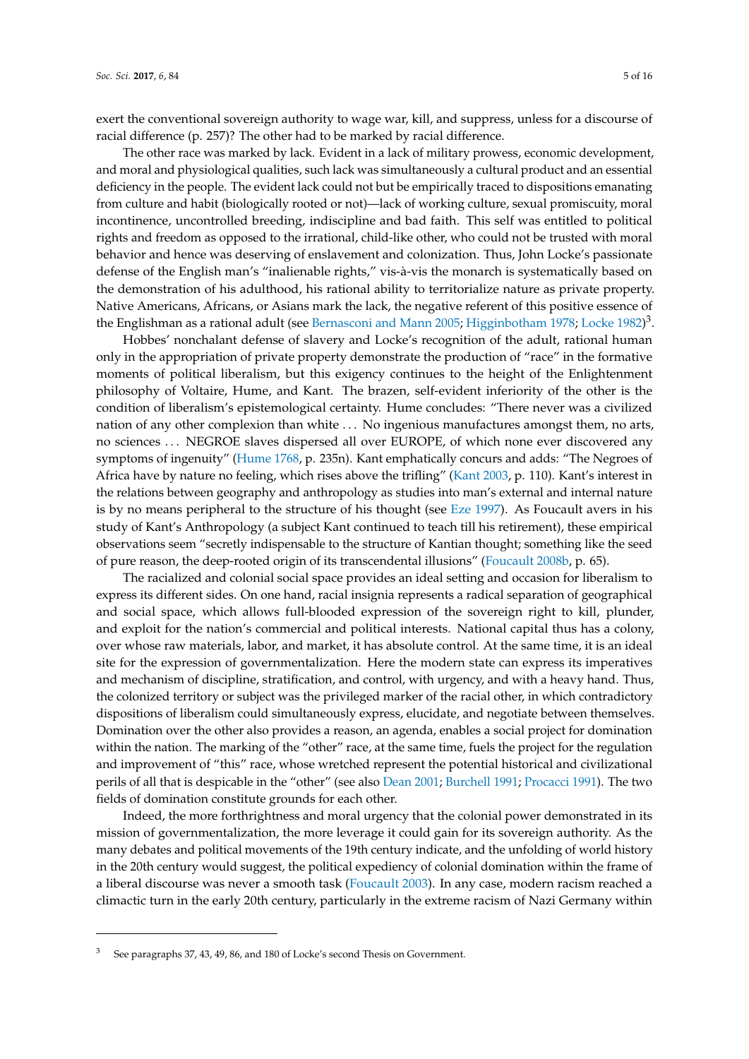exert the conventional sovereign authority to wage war, kill, and suppress, unless for a discourse of racial difference (p. 257)? The other had to be marked by racial difference.

The other race was marked by lack. Evident in a lack of military prowess, economic development, and moral and physiological qualities, such lack was simultaneously a cultural product and an essential deficiency in the people. The evident lack could not but be empirically traced to dispositions emanating from culture and habit (biologically rooted or not)—lack of working culture, sexual promiscuity, moral incontinence, uncontrolled breeding, indiscipline and bad faith. This self was entitled to political rights and freedom as opposed to the irrational, child-like other, who could not be trusted with moral behavior and hence was deserving of enslavement and colonization. Thus, John Locke's passionate defense of the English man's "inalienable rights," vis-à-vis the monarch is systematically based on the demonstration of his adulthood, his rational ability to territorialize nature as private property. Native Americans, Africans, or Asians mark the lack, the negative referent of this positive essence of the Englishman as a rational adult (see Bernasconi and Mann 2005; Higginbotham 1978; Locke 1982)[3].

Hobbes' nonchalant defense of slavery and Locke's recognition of the adult, rational human only in the appropriation of private property demonstrate the production of "race" in the formative moments of political liberalism, but this exigency continues to the height of the Enlightenment philosophy of Voltaire, Hume, and Kant. The brazen, self-evident inferiority of the other is the condition of liberalism's epistemological certainty. Hume concludes: "There never was a civilized nation of any other complexion than white . . . No ingenious manufactures amongst them, no arts, no sciences . . . NEGROE slaves dispersed all over EUROPE, of which none ever discovered any symptoms of ingenuity" (Hume 1768, p. 235n). Kant emphatically concurs and adds: "The Negroes of Africa have by nature no feeling, which rises above the trifling" (Kant 2003, p. 110). Kant's interest in the relations between geography and anthropology as studies into man's external and internal nature is by no means peripheral to the structure of his thought (see Eze 1997). As Foucault avers in his study of Kant's Anthropology (a subject Kant continued to teach till his retirement), these empirical observations seem "secretly indispensable to the structure of Kantian thought; something like the seed of pure reason, the deep-rooted origin of its transcendental illusions" (Foucault 2008b, p. 65).

The racialized and colonial social space provides an ideal setting and occasion for liberalism to express its different sides. On one hand, racial insignia represents a radical separation of geographical and social space, which allows full-blooded expression of the sovereign right to kill, plunder, and exploit for the nation's commercial and political interests. National capital thus has a colony, over whose raw materials, labor, and market, it has absolute control. At the same time, it is an ideal site for the expression of governmentalization. Here the modern state can express its imperatives and mechanism of discipline, stratification, and control, with urgency, and with a heavy hand. Thus, the colonized territory or subject was the privileged marker of the racial other, in which contradictory dispositions of liberalism could simultaneously express, elucidate, and negotiate between themselves. Domination over the other also provides a reason, an agenda, enables a social project for domination within the nation. The marking of the "other" race, at the same time, fuels the project for the regulation and improvement of "this" race, whose wretched represent the potential historical and civilizational perils of all that is despicable in the "other" (see also Dean 2001; Burchell 1991; Procacci 1991). The two fields of domination constitute grounds for each other.

Indeed, the more forthrightness and moral urgency that the colonial power demonstrated in its mission of governmentalization, the more leverage it could gain for its sovereign authority. As the many debates and political movements of the 19th century indicate, and the unfolding of world history in the 20th century would suggest, the political expediency of colonial domination within the frame of a liberal discourse was never a smooth task (Foucault 2003). In any case, modern racism reached a climactic turn in the early 20th century, particularly in the extreme racism of Nazi Germany within

---

[3] See paragraphs 37, 43, 49, 86, and 180 of Locke's second Thesis on Government.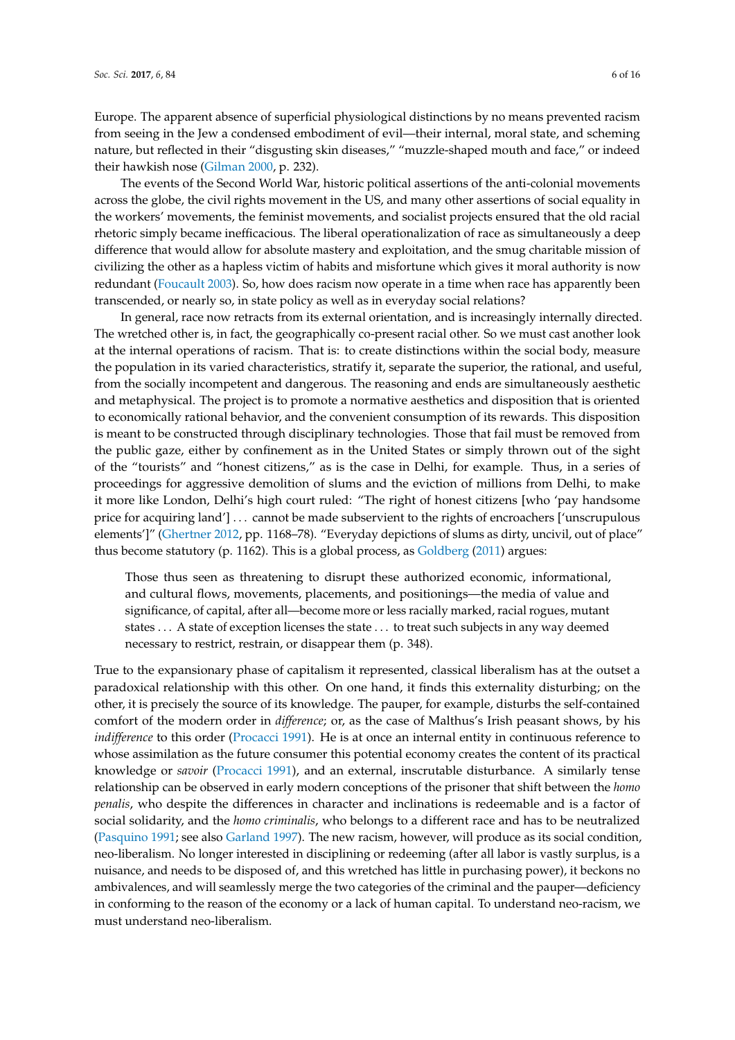Europe. The apparent absence of superficial physiological distinctions by no means prevented racism from seeing in the Jew a condensed embodiment of evil—their internal, moral state, and scheming nature, but reflected in their "disgusting skin diseases," "muzzle-shaped mouth and face," or indeed their hawkish nose (Gilman 2000, p. 232).

The events of the Second World War, historic political assertions of the anti-colonial movements across the globe, the civil rights movement in the US, and many other assertions of social equality in the workers' movements, the feminist movements, and socialist projects ensured that the old racial rhetoric simply became inefficacious. The liberal operationalization of race as simultaneously a deep difference that would allow for absolute mastery and exploitation, and the smug charitable mission of civilizing the other as a hapless victim of habits and misfortune which gives it moral authority is now redundant (Foucault 2003). So, how does racism now operate in a time when race has apparently been transcended, or nearly so, in state policy as well as in everyday social relations?

In general, race now retracts from its external orientation, and is increasingly internally directed. The wretched other is, in fact, the geographically co-present racial other. So we must cast another look at the internal operations of racism. That is: to create distinctions within the social body, measure the population in its varied characteristics, stratify it, separate the superior, the rational, and useful, from the socially incompetent and dangerous. The reasoning and ends are simultaneously aesthetic and metaphysical. The project is to promote a normative aesthetics and disposition that is oriented to economically rational behavior, and the convenient consumption of its rewards. This disposition is meant to be constructed through disciplinary technologies. Those that fail must be removed from the public gaze, either by confinement as in the United States or simply thrown out of the sight of the "tourists" and "honest citizens," as is the case in Delhi, for example. Thus, in a series of proceedings for aggressive demolition of slums and the eviction of millions from Delhi, to make it more like London, Delhi's high court ruled: "The right of honest citizens [who 'pay handsome price for acquiring land'] ... cannot be made subservient to the rights of encroachers ['unscrupulous elements']" (Ghertner 2012, pp. 1168–78). "Everyday depictions of slums as dirty, uncivil, out of place" thus become statutory (p. 1162). This is a global process, as Goldberg (2011) argues:

> Those thus seen as threatening to disrupt these authorized economic, informational, and cultural flows, movements, placements, and positionings—the media of value and significance, of capital, after all—become more or less racially marked, racial rogues, mutant states ... A state of exception licenses the state ... to treat such subjects in any way deemed necessary to restrict, restrain, or disappear them (p. 348).

True to the expansionary phase of capitalism it represented, classical liberalism has at the outset a paradoxical relationship with this other. On one hand, it finds this externality disturbing; on the other, it is precisely the source of its knowledge. The pauper, for example, disturbs the self-contained comfort of the modern order in *difference*; or, as the case of Malthus's Irish peasant shows, by his *indifference* to this order (Procacci 1991). He is at once an internal entity in continuous reference to whose assimilation as the future consumer this potential economy creates the content of its practical knowledge or *savoir* (Procacci 1991), and an external, inscrutable disturbance. A similarly tense relationship can be observed in early modern conceptions of the prisoner that shift between the *homo penalis*, who despite the differences in character and inclinations is redeemable and is a factor of social solidarity, and the *homo criminalis*, who belongs to a different race and has to be neutralized (Pasquino 1991; see also Garland 1997). The new racism, however, will produce as its social condition, neo-liberalism. No longer interested in disciplining or redeeming (after all labor is vastly surplus, is a nuisance, and needs to be disposed of, and this wretched has little in purchasing power), it beckons no ambivalences, and will seamlessly merge the two categories of the criminal and the pauper—deficiency in conforming to the reason of the economy or a lack of human capital. To understand neo-racism, we must understand neo-liberalism.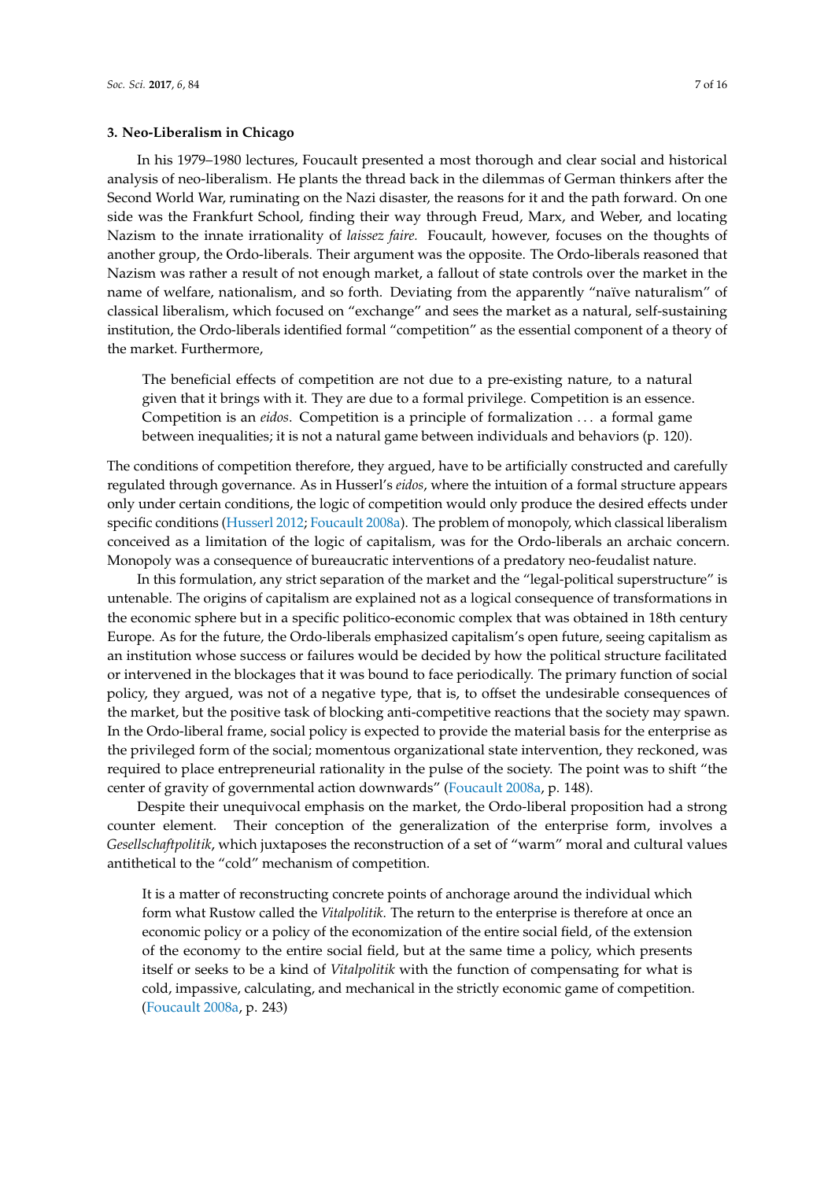### 3. Neo-Liberalism in Chicago

In his 1979–1980 lectures, Foucault presented a most thorough and clear social and historical analysis of neo-liberalism. He plants the thread back in the dilemmas of German thinkers after the Second World War, ruminating on the Nazi disaster, the reasons for it and the path forward. On one side was the Frankfurt School, finding their way through Freud, Marx, and Weber, and locating Nazism to the innate irrationality of *laissez faire.* Foucault, however, focuses on the thoughts of another group, the Ordo-liberals. Their argument was the opposite. The Ordo-liberals reasoned that Nazism was rather a result of not enough market, a fallout of state controls over the market in the name of welfare, nationalism, and so forth. Deviating from the apparently "naïve naturalism" of classical liberalism, which focused on "exchange" and sees the market as a natural, self-sustaining institution, the Ordo-liberals identified formal "competition" as the essential component of a theory of the market. Furthermore,

> The beneficial effects of competition are not due to a pre-existing nature, to a natural given that it brings with it. They are due to a formal privilege. Competition is an essence. Competition is an *eidos*. Competition is a principle of formalization . . . a formal game between inequalities; it is not a natural game between individuals and behaviors (p. 120).

The conditions of competition therefore, they argued, have to be artificially constructed and carefully regulated through governance. As in Husserl's *eidos*, where the intuition of a formal structure appears only under certain conditions, the logic of competition would only produce the desired effects under specific conditions (Husserl 2012; Foucault 2008a). The problem of monopoly, which classical liberalism conceived as a limitation of the logic of capitalism, was for the Ordo-liberals an archaic concern. Monopoly was a consequence of bureaucratic interventions of a predatory neo-feudalist nature.

In this formulation, any strict separation of the market and the "legal-political superstructure" is untenable. The origins of capitalism are explained not as a logical consequence of transformations in the economic sphere but in a specific politico-economic complex that was obtained in 18th century Europe. As for the future, the Ordo-liberals emphasized capitalism's open future, seeing capitalism as an institution whose success or failures would be decided by how the political structure facilitated or intervened in the blockages that it was bound to face periodically. The primary function of social policy, they argued, was not of a negative type, that is, to offset the undesirable consequences of the market, but the positive task of blocking anti-competitive reactions that the society may spawn. In the Ordo-liberal frame, social policy is expected to provide the material basis for the enterprise as the privileged form of the social; momentous organizational state intervention, they reckoned, was required to place entrepreneurial rationality in the pulse of the society. The point was to shift "the center of gravity of governmental action downwards" (Foucault 2008a, p. 148).

Despite their unequivocal emphasis on the market, the Ordo-liberal proposition had a strong counter element. Their conception of the generalization of the enterprise form, involves a *Gesellschaftpolitik*, which juxtaposes the reconstruction of a set of "warm" moral and cultural values antithetical to the "cold" mechanism of competition.

> It is a matter of reconstructing concrete points of anchorage around the individual which form what Rustow called the *Vitalpolitik*. The return to the enterprise is therefore at once an economic policy or a policy of the economization of the entire social field, of the extension of the economy to the entire social field, but at the same time a policy, which presents itself or seeks to be a kind of *Vitalpolitik* with the function of compensating for what is cold, impassive, calculating, and mechanical in the strictly economic game of competition. (Foucault 2008a, p. 243)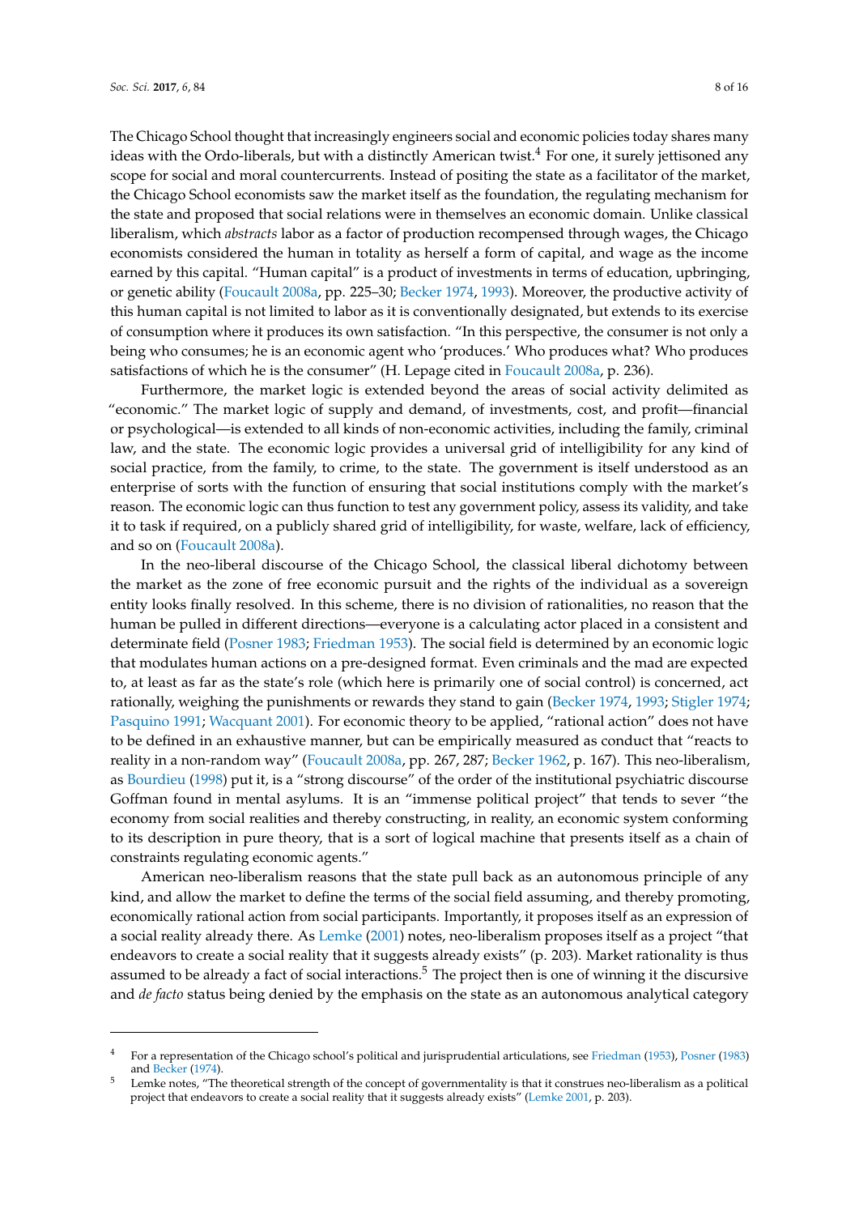The Chicago School thought that increasingly engineers social and economic policies today shares many ideas with the Ordo-liberals, but with a distinctly American twist.[4] For one, it surely jettisoned any scope for social and moral countercurrents. Instead of positing the state as a facilitator of the market, the Chicago School economists saw the market itself as the foundation, the regulating mechanism for the state and proposed that social relations were in themselves an economic domain. Unlike classical liberalism, which *abstracts* labor as a factor of production recompensed through wages, the Chicago economists considered the human in totality as herself a form of capital, and wage as the income earned by this capital. "Human capital" is a product of investments in terms of education, upbringing, or genetic ability (Foucault 2008a, pp. 225–30; Becker 1974, 1993). Moreover, the productive activity of this human capital is not limited to labor as it is conventionally designated, but extends to its exercise of consumption where it produces its own satisfaction. "In this perspective, the consumer is not only a being who consumes; he is an economic agent who 'produces.' Who produces what? Who produces satisfactions of which he is the consumer" (H. Lepage cited in Foucault 2008a, p. 236).

Furthermore, the market logic is extended beyond the areas of social activity delimited as "economic." The market logic of supply and demand, of investments, cost, and profit—financial or psychological—is extended to all kinds of non-economic activities, including the family, criminal law, and the state. The economic logic provides a universal grid of intelligibility for any kind of social practice, from the family, to crime, to the state. The government is itself understood as an enterprise of sorts with the function of ensuring that social institutions comply with the market's reason. The economic logic can thus function to test any government policy, assess its validity, and take it to task if required, on a publicly shared grid of intelligibility, for waste, welfare, lack of efficiency, and so on (Foucault 2008a).

In the neo-liberal discourse of the Chicago School, the classical liberal dichotomy between the market as the zone of free economic pursuit and the rights of the individual as a sovereign entity looks finally resolved. In this scheme, there is no division of rationalities, no reason that the human be pulled in different directions—everyone is a calculating actor placed in a consistent and determinate field (Posner 1983; Friedman 1953). The social field is determined by an economic logic that modulates human actions on a pre-designed format. Even criminals and the mad are expected to, at least as far as the state's role (which here is primarily one of social control) is concerned, act rationally, weighing the punishments or rewards they stand to gain (Becker 1974, 1993; Stigler 1974; Pasquino 1991; Wacquant 2001). For economic theory to be applied, "rational action" does not have to be defined in an exhaustive manner, but can be empirically measured as conduct that "reacts to reality in a non-random way" (Foucault 2008a, pp. 267, 287; Becker 1962, p. 167). This neo-liberalism, as Bourdieu (1998) put it, is a "strong discourse" of the order of the institutional psychiatric discourse Goffman found in mental asylums. It is an "immense political project" that tends to sever "the economy from social realities and thereby constructing, in reality, an economic system conforming to its description in pure theory, that is a sort of logical machine that presents itself as a chain of constraints regulating economic agents."

American neo-liberalism reasons that the state pull back as an autonomous principle of any kind, and allow the market to define the terms of the social field assuming, and thereby promoting, economically rational action from social participants. Importantly, it proposes itself as an expression of a social reality already there. As Lemke (2001) notes, neo-liberalism proposes itself as a project "that endeavors to create a social reality that it suggests already exists" (p. 203). Market rationality is thus assumed to be already a fact of social interactions.[5] The project then is one of winning it the discursive and *de facto* status being denied by the emphasis on the state as an autonomous analytical category

---

[4] For a representation of the Chicago school's political and jurisprudential articulations, see Friedman (1953), Posner (1983) and Becker (1974).

[5] Lemke notes, "The theoretical strength of the concept of governmentality is that it construes neo-liberalism as a political project that endeavors to create a social reality that it suggests already exists" (Lemke 2001, p. 203).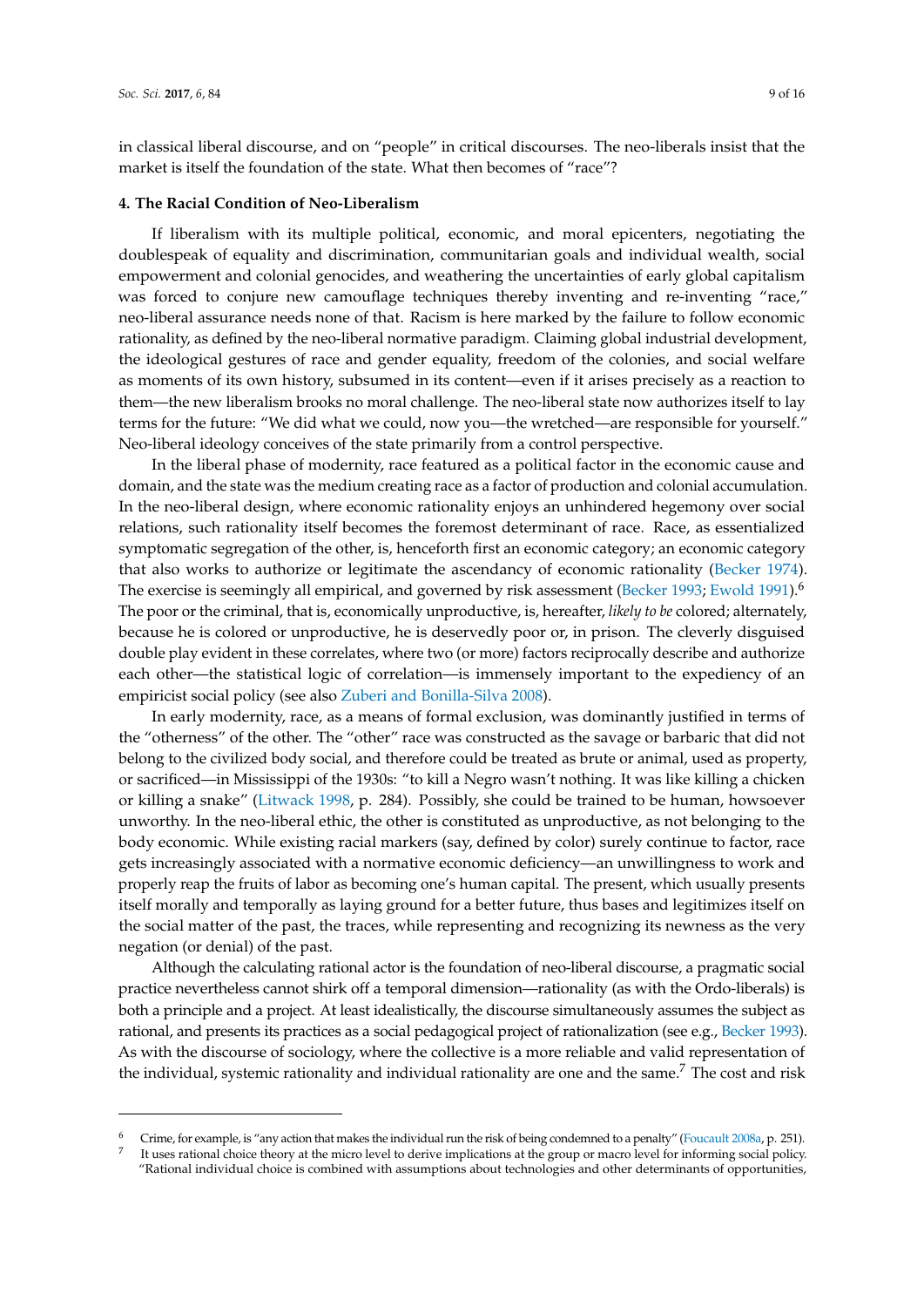in classical liberal discourse, and on "people" in critical discourses. The neo-liberals insist that the market is itself the foundation of the state. What then becomes of "race"?

## 4. The Racial Condition of Neo-Liberalism

If liberalism with its multiple political, economic, and moral epicenters, negotiating the doublespeak of equality and discrimination, communitarian goals and individual wealth, social empowerment and colonial genocides, and weathering the uncertainties of early global capitalism was forced to conjure new camouflage techniques thereby inventing and re-inventing "race," neo-liberal assurance needs none of that. Racism is here marked by the failure to follow economic rationality, as defined by the neo-liberal normative paradigm. Claiming global industrial development, the ideological gestures of race and gender equality, freedom of the colonies, and social welfare as moments of its own history, subsumed in its content—even if it arises precisely as a reaction to them—the new liberalism brooks no moral challenge. The neo-liberal state now authorizes itself to lay terms for the future: "We did what we could, now you—the wretched—are responsible for yourself." Neo-liberal ideology conceives of the state primarily from a control perspective.

In the liberal phase of modernity, race featured as a political factor in the economic cause and domain, and the state was the medium creating race as a factor of production and colonial accumulation. In the neo-liberal design, where economic rationality enjoys an unhindered hegemony over social relations, such rationality itself becomes the foremost determinant of race. Race, as essentialized symptomatic segregation of the other, is, henceforth first an economic category; an economic category that also works to authorize or legitimate the ascendancy of economic rationality (Becker 1974). The exercise is seemingly all empirical, and governed by risk assessment (Becker 1993; Ewold 1991).[6] The poor or the criminal, that is, economically unproductive, is, hereafter, *likely to be* colored; alternately, because he is colored or unproductive, he is deservedly poor or, in prison. The cleverly disguised double play evident in these correlates, where two (or more) factors reciprocally describe and authorize each other—the statistical logic of correlation—is immensely important to the expediency of an empiricist social policy (see also Zuberi and Bonilla-Silva 2008).

In early modernity, race, as a means of formal exclusion, was dominantly justified in terms of the "otherness" of the other. The "other" race was constructed as the savage or barbaric that did not belong to the civilized body social, and therefore could be treated as brute or animal, used as property, or sacrificed—in Mississippi of the 1930s: "to kill a Negro wasn't nothing. It was like killing a chicken or killing a snake" (Litwack 1998, p. 284). Possibly, she could be trained to be human, howsoever unworthy. In the neo-liberal ethic, the other is constituted as unproductive, as not belonging to the body economic. While existing racial markers (say, defined by color) surely continue to factor, race gets increasingly associated with a normative economic deficiency—an unwillingness to work and properly reap the fruits of labor as becoming one's human capital. The present, which usually presents itself morally and temporally as laying ground for a better future, thus bases and legitimizes itself on the social matter of the past, the traces, while representing and recognizing its newness as the very negation (or denial) of the past.

Although the calculating rational actor is the foundation of neo-liberal discourse, a pragmatic social practice nevertheless cannot shirk off a temporal dimension—rationality (as with the Ordo-liberals) is both a principle and a project. At least idealistically, the discourse simultaneously assumes the subject as rational, and presents its practices as a social pedagogical project of rationalization (see e.g., Becker 1993). As with the discourse of sociology, where the collective is a more reliable and valid representation of the individual, systemic rationality and individual rationality are one and the same.[7] The cost and risk

---

[6] Crime, for example, is "any action that makes the individual run the risk of being condemned to a penalty" (Foucault 2008a, p. 251).

[7] It uses rational choice theory at the micro level to derive implications at the group or macro level for informing social policy. "Rational individual choice is combined with assumptions about technologies and other determinants of opportunities,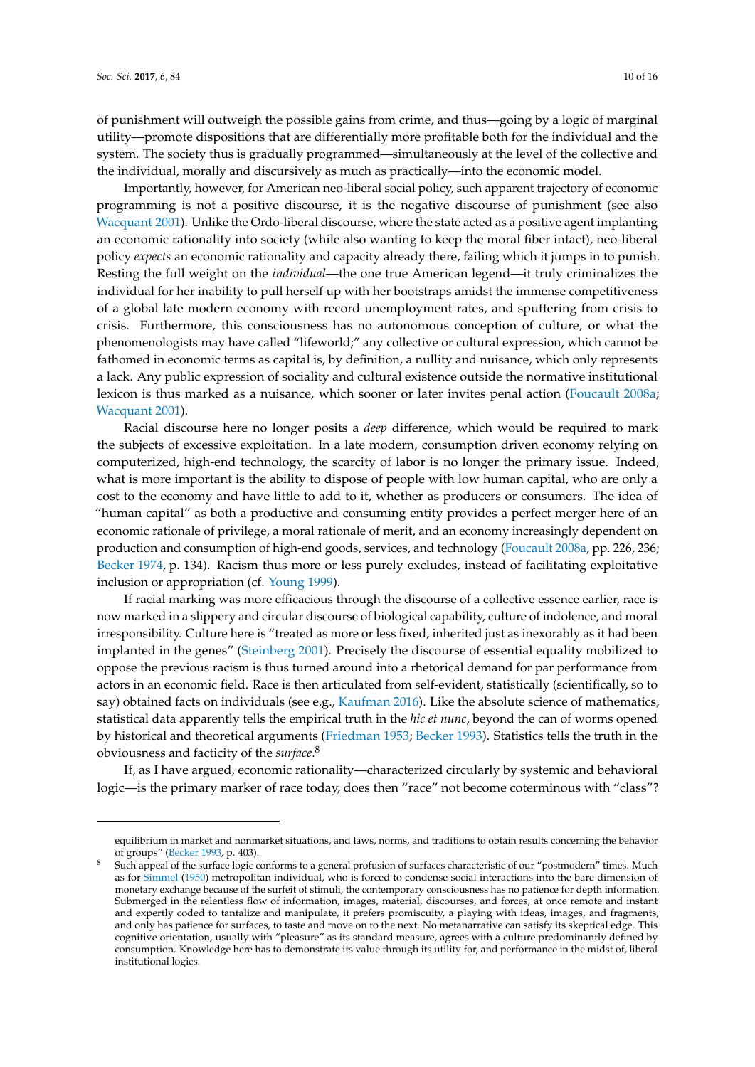of punishment will outweigh the possible gains from crime, and thus—going by a logic of marginal utility—promote dispositions that are differentially more profitable both for the individual and the system. The society thus is gradually programmed—simultaneously at the level of the collective and the individual, morally and discursively as much as practically—into the economic model.

Importantly, however, for American neo-liberal social policy, such apparent trajectory of economic programming is not a positive discourse, it is the negative discourse of punishment (see also Wacquant 2001). Unlike the Ordo-liberal discourse, where the state acted as a positive agent implanting an economic rationality into society (while also wanting to keep the moral fiber intact), neo-liberal policy *expects* an economic rationality and capacity already there, failing which it jumps in to punish. Resting the full weight on the *individual*—the one true American legend—it truly criminalizes the individual for her inability to pull herself up with her bootstraps amidst the immense competitiveness of a global late modern economy with record unemployment rates, and sputtering from crisis to crisis. Furthermore, this consciousness has no autonomous conception of culture, or what the phenomenologists may have called "lifeworld;" any collective or cultural expression, which cannot be fathomed in economic terms as capital is, by definition, a nullity and nuisance, which only represents a lack. Any public expression of sociality and cultural existence outside the normative institutional lexicon is thus marked as a nuisance, which sooner or later invites penal action (Foucault 2008a; Wacquant 2001).

Racial discourse here no longer posits a *deep* difference, which would be required to mark the subjects of excessive exploitation. In a late modern, consumption driven economy relying on computerized, high-end technology, the scarcity of labor is no longer the primary issue. Indeed, what is more important is the ability to dispose of people with low human capital, who are only a cost to the economy and have little to add to it, whether as producers or consumers. The idea of "human capital" as both a productive and consuming entity provides a perfect merger here of an economic rationale of privilege, a moral rationale of merit, and an economy increasingly dependent on production and consumption of high-end goods, services, and technology (Foucault 2008a, pp. 226, 236; Becker 1974, p. 134). Racism thus more or less purely excludes, instead of facilitating exploitative inclusion or appropriation (cf. Young 1999).

If racial marking was more efficacious through the discourse of a collective essence earlier, race is now marked in a slippery and circular discourse of biological capability, culture of indolence, and moral irresponsibility. Culture here is "treated as more or less fixed, inherited just as inexorably as it had been implanted in the genes" (Steinberg 2001). Precisely the discourse of essential equality mobilized to oppose the previous racism is thus turned around into a rhetorical demand for par performance from actors in an economic field. Race is then articulated from self-evident, statistically (scientifically, so to say) obtained facts on individuals (see e.g., Kaufman 2016). Like the absolute science of mathematics, statistical data apparently tells the empirical truth in the *hic et nunc*, beyond the can of worms opened by historical and theoretical arguments (Friedman 1953; Becker 1993). Statistics tells the truth in the obviousness and facticity of the *surface*.[8]

If, as I have argued, economic rationality—characterized circularly by systemic and behavioral logic—is the primary marker of race today, does then "race" not become coterminous with "class"?

---

equilibrium in market and nonmarket situations, and laws, norms, and traditions to obtain results concerning the behavior of groups" (Becker 1993, p. 403).

[8] Such appeal of the surface logic conforms to a general profusion of surfaces characteristic of our "postmodern" times. Much as for Simmel (1950) metropolitan individual, who is forced to condense social interactions into the bare dimension of monetary exchange because of the surfeit of stimuli, the contemporary consciousness has no patience for depth information. Submerged in the relentless flow of information, images, material, discourses, and forces, at once remote and instant and expertly coded to tantalize and manipulate, it prefers promiscuity, a playing with ideas, images, and fragments, and only has patience for surfaces, to taste and move on to the next. No metanarrative can satisfy its skeptical edge. This cognitive orientation, usually with "pleasure" as its standard measure, agrees with a culture predominantly defined by consumption. Knowledge here has to demonstrate its value through its utility for, and performance in the midst of, liberal institutional logics.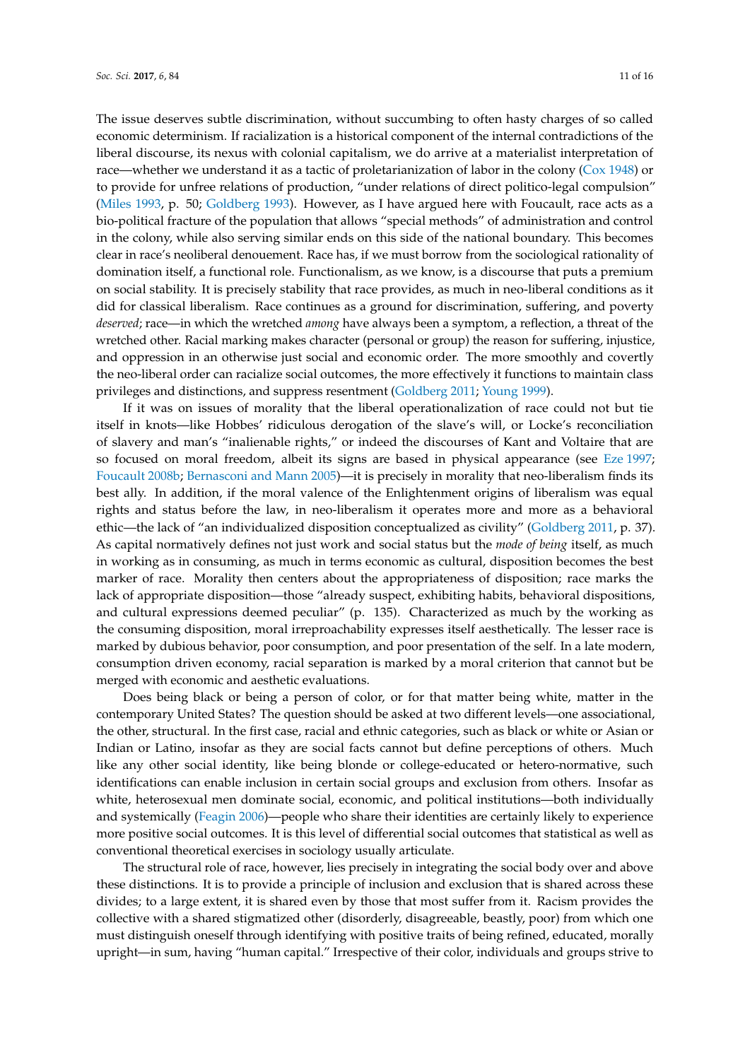The issue deserves subtle discrimination, without succumbing to often hasty charges of so called economic determinism. If racialization is a historical component of the internal contradictions of the liberal discourse, its nexus with colonial capitalism, we do arrive at a materialist interpretation of race—whether we understand it as a tactic of proletarianization of labor in the colony (Cox 1948) or to provide for unfree relations of production, "under relations of direct politico-legal compulsion" (Miles 1993, p. 50; Goldberg 1993). However, as I have argued here with Foucault, race acts as a bio-political fracture of the population that allows "special methods" of administration and control in the colony, while also serving similar ends on this side of the national boundary. This becomes clear in race's neoliberal denouement. Race has, if we must borrow from the sociological rationality of domination itself, a functional role. Functionalism, as we know, is a discourse that puts a premium on social stability. It is precisely stability that race provides, as much in neo-liberal conditions as it did for classical liberalism. Race continues as a ground for discrimination, suffering, and poverty *deserved*; race—in which the wretched *among* have always been a symptom, a reflection, a threat of the wretched other. Racial marking makes character (personal or group) the reason for suffering, injustice, and oppression in an otherwise just social and economic order. The more smoothly and covertly the neo-liberal order can racialize social outcomes, the more effectively it functions to maintain class privileges and distinctions, and suppress resentment (Goldberg 2011; Young 1999).

If it was on issues of morality that the liberal operationalization of race could not but tie itself in knots—like Hobbes' ridiculous derogation of the slave's will, or Locke's reconciliation of slavery and man's "inalienable rights," or indeed the discourses of Kant and Voltaire that are so focused on moral freedom, albeit its signs are based in physical appearance (see Eze 1997; Foucault 2008b; Bernasconi and Mann 2005)—it is precisely in morality that neo-liberalism finds its best ally. In addition, if the moral valence of the Enlightenment origins of liberalism was equal rights and status before the law, in neo-liberalism it operates more and more as a behavioral ethic—the lack of "an individualized disposition conceptualized as civility" (Goldberg 2011, p. 37). As capital normatively defines not just work and social status but the *mode of being* itself, as much in working as in consuming, as much in terms economic as cultural, disposition becomes the best marker of race. Morality then centers about the appropriateness of disposition; race marks the lack of appropriate disposition—those "already suspect, exhibiting habits, behavioral dispositions, and cultural expressions deemed peculiar" (p. 135). Characterized as much by the working as the consuming disposition, moral irreproachability expresses itself aesthetically. The lesser race is marked by dubious behavior, poor consumption, and poor presentation of the self. In a late modern, consumption driven economy, racial separation is marked by a moral criterion that cannot but be merged with economic and aesthetic evaluations.

Does being black or being a person of color, or for that matter being white, matter in the contemporary United States? The question should be asked at two different levels—one associational, the other, structural. In the first case, racial and ethnic categories, such as black or white or Asian or Indian or Latino, insofar as they are social facts cannot but define perceptions of others. Much like any other social identity, like being blonde or college-educated or hetero-normative, such identifications can enable inclusion in certain social groups and exclusion from others. Insofar as white, heterosexual men dominate social, economic, and political institutions—both individually and systemically (Feagin 2006)—people who share their identities are certainly likely to experience more positive social outcomes. It is this level of differential social outcomes that statistical as well as conventional theoretical exercises in sociology usually articulate.

The structural role of race, however, lies precisely in integrating the social body over and above these distinctions. It is to provide a principle of inclusion and exclusion that is shared across these divides; to a large extent, it is shared even by those that most suffer from it. Racism provides the collective with a shared stigmatized other (disorderly, disagreeable, beastly, poor) from which one must distinguish oneself through identifying with positive traits of being refined, educated, morally upright—in sum, having "human capital." Irrespective of their color, individuals and groups strive to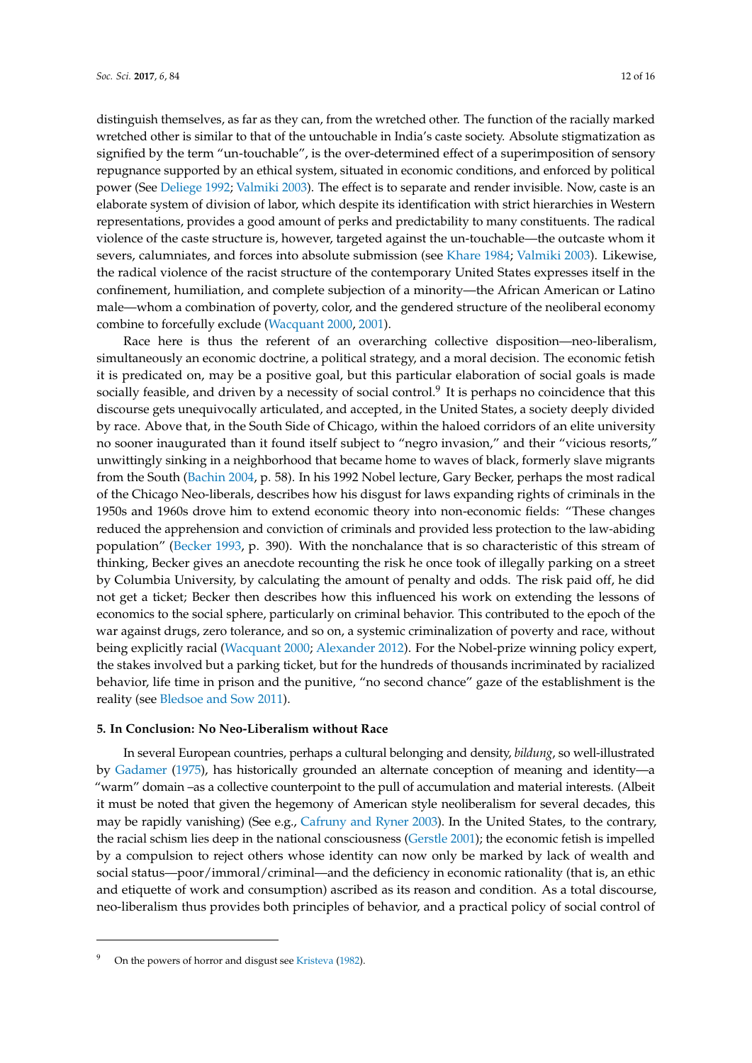distinguish themselves, as far as they can, from the wretched other. The function of the racially marked wretched other is similar to that of the untouchable in India's caste society. Absolute stigmatization as signified by the term "un-touchable", is the over-determined effect of a superimposition of sensory repugnance supported by an ethical system, situated in economic conditions, and enforced by political power (See Deliege 1992; Valmiki 2003). The effect is to separate and render invisible. Now, caste is an elaborate system of division of labor, which despite its identification with strict hierarchies in Western representations, provides a good amount of perks and predictability to many constituents. The radical violence of the caste structure is, however, targeted against the un-touchable—the outcaste whom it severs, calumniates, and forces into absolute submission (see Khare 1984; Valmiki 2003). Likewise, the radical violence of the racist structure of the contemporary United States expresses itself in the confinement, humiliation, and complete subjection of a minority—the African American or Latino male—whom a combination of poverty, color, and the gendered structure of the neoliberal economy combine to forcefully exclude (Wacquant 2000, 2001).

Race here is thus the referent of an overarching collective disposition—neo-liberalism, simultaneously an economic doctrine, a political strategy, and a moral decision. The economic fetish it is predicated on, may be a positive goal, but this particular elaboration of social goals is made socially feasible, and driven by a necessity of social control.[9] It is perhaps no coincidence that this discourse gets unequivocally articulated, and accepted, in the United States, a society deeply divided by race. Above that, in the South Side of Chicago, within the haloed corridors of an elite university no sooner inaugurated than it found itself subject to "negro invasion," and their "vicious resorts," unwittingly sinking in a neighborhood that became home to waves of black, formerly slave migrants from the South (Bachin 2004, p. 58). In his 1992 Nobel lecture, Gary Becker, perhaps the most radical of the Chicago Neo-liberals, describes how his disgust for laws expanding rights of criminals in the 1950s and 1960s drove him to extend economic theory into non-economic fields: "These changes reduced the apprehension and conviction of criminals and provided less protection to the law-abiding population" (Becker 1993, p. 390). With the nonchalance that is so characteristic of this stream of thinking, Becker gives an anecdote recounting the risk he once took of illegally parking on a street by Columbia University, by calculating the amount of penalty and odds. The risk paid off, he did not get a ticket; Becker then describes how this influenced his work on extending the lessons of economics to the social sphere, particularly on criminal behavior. This contributed to the epoch of the war against drugs, zero tolerance, and so on, a systemic criminalization of poverty and race, without being explicitly racial (Wacquant 2000; Alexander 2012). For the Nobel-prize winning policy expert, the stakes involved but a parking ticket, but for the hundreds of thousands incriminated by racialized behavior, life time in prison and the punitive, "no second chance" gaze of the establishment is the reality (see Bledsoe and Sow 2011).

## 5. In Conclusion: No Neo-Liberalism without Race

In several European countries, perhaps a cultural belonging and density, *bildung*, so well-illustrated by Gadamer (1975), has historically grounded an alternate conception of meaning and identity—a "warm" domain –as a collective counterpoint to the pull of accumulation and material interests. (Albeit it must be noted that given the hegemony of American style neoliberalism for several decades, this may be rapidly vanishing) (See e.g., Cafruny and Ryner 2003). In the United States, to the contrary, the racial schism lies deep in the national consciousness (Gerstle 2001); the economic fetish is impelled by a compulsion to reject others whose identity can now only be marked by lack of wealth and social status—poor/immoral/criminal—and the deficiency in economic rationality (that is, an ethic and etiquette of work and consumption) ascribed as its reason and condition. As a total discourse, neo-liberalism thus provides both principles of behavior, and a practical policy of social control of

---

[9] On the powers of horror and disgust see Kristeva (1982).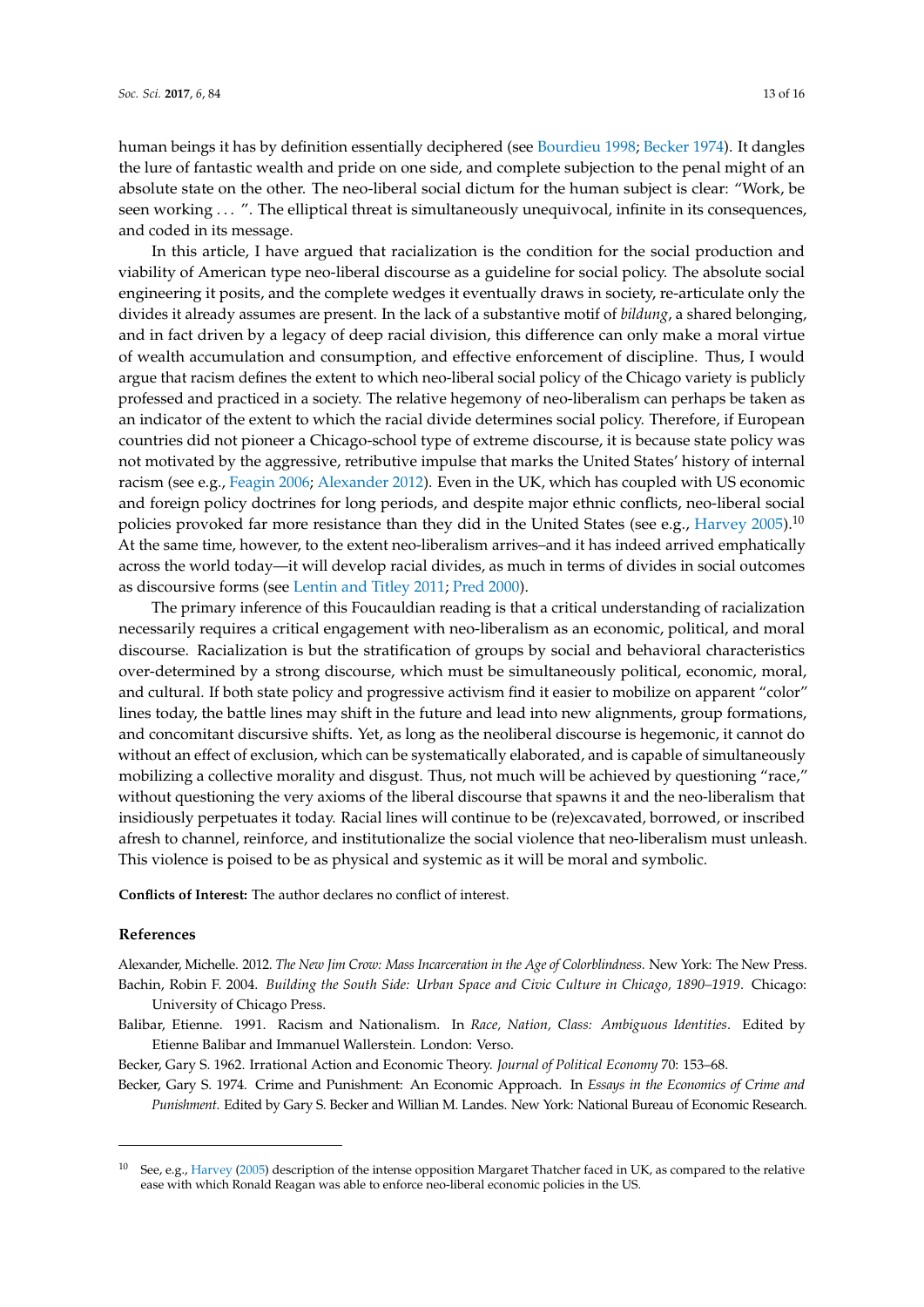human beings it has by definition essentially deciphered (see Bourdieu 1998; Becker 1974). It dangles the lure of fantastic wealth and pride on one side, and complete subjection to the penal might of an absolute state on the other. The neo-liberal social dictum for the human subject is clear: "Work, be seen working . . . ". The elliptical threat is simultaneously unequivocal, infinite in its consequences, and coded in its message.

In this article, I have argued that racialization is the condition for the social production and viability of American type neo-liberal discourse as a guideline for social policy. The absolute social engineering it posits, and the complete wedges it eventually draws in society, re-articulate only the divides it already assumes are present. In the lack of a substantive motif of *bildung*, a shared belonging, and in fact driven by a legacy of deep racial division, this difference can only make a moral virtue of wealth accumulation and consumption, and effective enforcement of discipline. Thus, I would argue that racism defines the extent to which neo-liberal social policy of the Chicago variety is publicly professed and practiced in a society. The relative hegemony of neo-liberalism can perhaps be taken as an indicator of the extent to which the racial divide determines social policy. Therefore, if European countries did not pioneer a Chicago-school type of extreme discourse, it is because state policy was not motivated by the aggressive, retributive impulse that marks the United States' history of internal racism (see e.g., Feagin 2006; Alexander 2012). Even in the UK, which has coupled with US economic and foreign policy doctrines for long periods, and despite major ethnic conflicts, neo-liberal social policies provoked far more resistance than they did in the United States (see e.g., Harvey 2005).[10] At the same time, however, to the extent neo-liberalism arrives–and it has indeed arrived emphatically across the world today—it will develop racial divides, as much in terms of divides in social outcomes as discoursive forms (see Lentin and Titley 2011; Pred 2000).

The primary inference of this Foucauldian reading is that a critical understanding of racialization necessarily requires a critical engagement with neo-liberalism as an economic, political, and moral discourse. Racialization is but the stratification of groups by social and behavioral characteristics over-determined by a strong discourse, which must be simultaneously political, economic, moral, and cultural. If both state policy and progressive activism find it easier to mobilize on apparent "color" lines today, the battle lines may shift in the future and lead into new alignments, group formations, and concomitant discursive shifts. Yet, as long as the neoliberal discourse is hegemonic, it cannot do without an effect of exclusion, which can be systematically elaborated, and is capable of simultaneously mobilizing a collective morality and disgust. Thus, not much will be achieved by questioning "race," without questioning the very axioms of the liberal discourse that spawns it and the neo-liberalism that insidiously perpetuates it today. Racial lines will continue to be (re)excavated, borrowed, or inscribed afresh to channel, reinforce, and institutionalize the social violence that neo-liberalism must unleash. This violence is poised to be as physical and systemic as it will be moral and symbolic.

**Conflicts of Interest:** The author declares no conflict of interest.

## References

Alexander, Michelle. 2012. *The New Jim Crow: Mass Incarceration in the Age of Colorblindness*. New York: The New Press.

Bachin, Robin F. 2004. *Building the South Side: Urban Space and Civic Culture in Chicago, 1890–1919*. Chicago: University of Chicago Press.

Balibar, Etienne. 1991. Racism and Nationalism. In *Race, Nation, Class: Ambiguous Identities*. Edited by Etienne Balibar and Immanuel Wallerstein. London: Verso.

Becker, Gary S. 1962. Irrational Action and Economic Theory. *Journal of Political Economy* 70: 153–68.

Becker, Gary S. 1974. Crime and Punishment: An Economic Approach. In *Essays in the Economics of Crime and Punishment*. Edited by Gary S. Becker and Willian M. Landes. New York: National Bureau of Economic Research.

[10] See, e.g., Harvey (2005) description of the intense opposition Margaret Thatcher faced in UK, as compared to the relative ease with which Ronald Reagan was able to enforce neo-liberal economic policies in the US.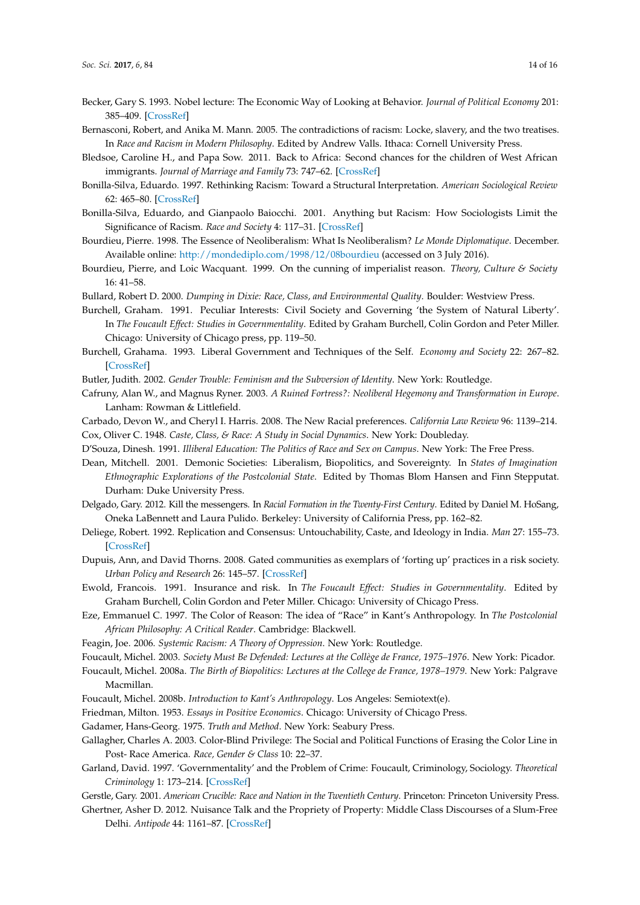Becker, Gary S. 1993. Nobel lecture: The Economic Way of Looking at Behavior. *Journal of Political Economy* 201: 385–409. [CrossRef]

Bernasconi, Robert, and Anika M. Mann. 2005. The contradictions of racism: Locke, slavery, and the two treatises. In *Race and Racism in Modern Philosophy*. Edited by Andrew Valls. Ithaca: Cornell University Press.

Bledsoe, Caroline H., and Papa Sow. 2011. Back to Africa: Second chances for the children of West African immigrants. *Journal of Marriage and Family* 73: 747–62. [CrossRef]

Bonilla-Silva, Eduardo. 1997. Rethinking Racism: Toward a Structural Interpretation. *American Sociological Review* 62: 465–80. [CrossRef]

Bonilla-Silva, Eduardo, and Gianpaolo Baiocchi. 2001. Anything but Racism: How Sociologists Limit the Significance of Racism. *Race and Society* 4: 117–31. [CrossRef]

Bourdieu, Pierre. 1998. The Essence of Neoliberalism: What Is Neoliberalism? *Le Monde Diplomatique*. December. Available online: http://mondediplo.com/1998/12/08bourdieu (accessed on 3 July 2016).

Bourdieu, Pierre, and Loic Wacquant. 1999. On the cunning of imperialist reason. *Theory, Culture & Society* 16: 41–58.

Bullard, Robert D. 2000. *Dumping in Dixie: Race, Class, and Environmental Quality*. Boulder: Westview Press.

Burchell, Graham. 1991. Peculiar Interests: Civil Society and Governing 'the System of Natural Liberty'. In *The Foucault Effect: Studies in Governmentality*. Edited by Graham Burchell, Colin Gordon and Peter Miller. Chicago: University of Chicago press, pp. 119–50.

Burchell, Grahama. 1993. Liberal Government and Techniques of the Self. *Economy and Society* 22: 267–82. [CrossRef]

Butler, Judith. 2002. *Gender Trouble: Feminism and the Subversion of Identity*. New York: Routledge.

Cafruny, Alan W., and Magnus Ryner. 2003. *A Ruined Fortress?: Neoliberal Hegemony and Transformation in Europe*. Lanham: Rowman & Littlefield.

Carbado, Devon W., and Cheryl I. Harris. 2008. The New Racial preferences. *California Law Review* 96: 1139–214.

Cox, Oliver C. 1948. *Caste, Class, & Race: A Study in Social Dynamics*. New York: Doubleday.

D'Souza, Dinesh. 1991. *Illiberal Education: The Politics of Race and Sex on Campus*. New York: The Free Press.

Dean, Mitchell. 2001. Demonic Societies: Liberalism, Biopolitics, and Sovereignty. In *States of Imagination Ethnographic Explorations of the Postcolonial State*. Edited by Thomas Blom Hansen and Finn Stepputat. Durham: Duke University Press.

Delgado, Gary. 2012. Kill the messengers. In *Racial Formation in the Twenty-First Century*. Edited by Daniel M. HoSang, Oneka LaBennett and Laura Pulido. Berkeley: University of California Press, pp. 162–82.

Deliege, Robert. 1992. Replication and Consensus: Untouchability, Caste, and Ideology in India. *Man* 27: 155–73. [CrossRef]

Dupuis, Ann, and David Thorns. 2008. Gated communities as exemplars of 'forting up' practices in a risk society. *Urban Policy and Research* 26: 145–57. [CrossRef]

Ewold, Francois. 1991. Insurance and risk. In *The Foucault Effect: Studies in Governmentality*. Edited by Graham Burchell, Colin Gordon and Peter Miller. Chicago: University of Chicago Press.

Eze, Emmanuel C. 1997. The Color of Reason: The idea of "Race" in Kant's Anthropology. In *The Postcolonial African Philosophy: A Critical Reader*. Cambridge: Blackwell.

Feagin, Joe. 2006. *Systemic Racism: A Theory of Oppression*. New York: Routledge.

Foucault, Michel. 2003. *Society Must Be Defended: Lectures at the Collège de France, 1975–1976*. New York: Picador.

Foucault, Michel. 2008a. *The Birth of Biopolitics: Lectures at the College de France, 1978–1979*. New York: Palgrave Macmillan.

Foucault, Michel. 2008b. *Introduction to Kant's Anthropology*. Los Angeles: Semiotext(e).

Friedman, Milton. 1953. *Essays in Positive Economics*. Chicago: University of Chicago Press.

Gadamer, Hans-Georg. 1975. *Truth and Method*. New York: Seabury Press.

Gallagher, Charles A. 2003. Color-Blind Privilege: The Social and Political Functions of Erasing the Color Line in Post- Race America. *Race, Gender & Class* 10: 22–37.

Garland, David. 1997. 'Governmentality' and the Problem of Crime: Foucault, Criminology, Sociology. *Theoretical Criminology* 1: 173–214. [CrossRef]

Gerstle, Gary. 2001. *American Crucible: Race and Nation in the Twentieth Century*. Princeton: Princeton University Press.

Ghertner, Asher D. 2012. Nuisance Talk and the Propriety of Property: Middle Class Discourses of a Slum-Free Delhi. *Antipode* 44: 1161–87. [CrossRef]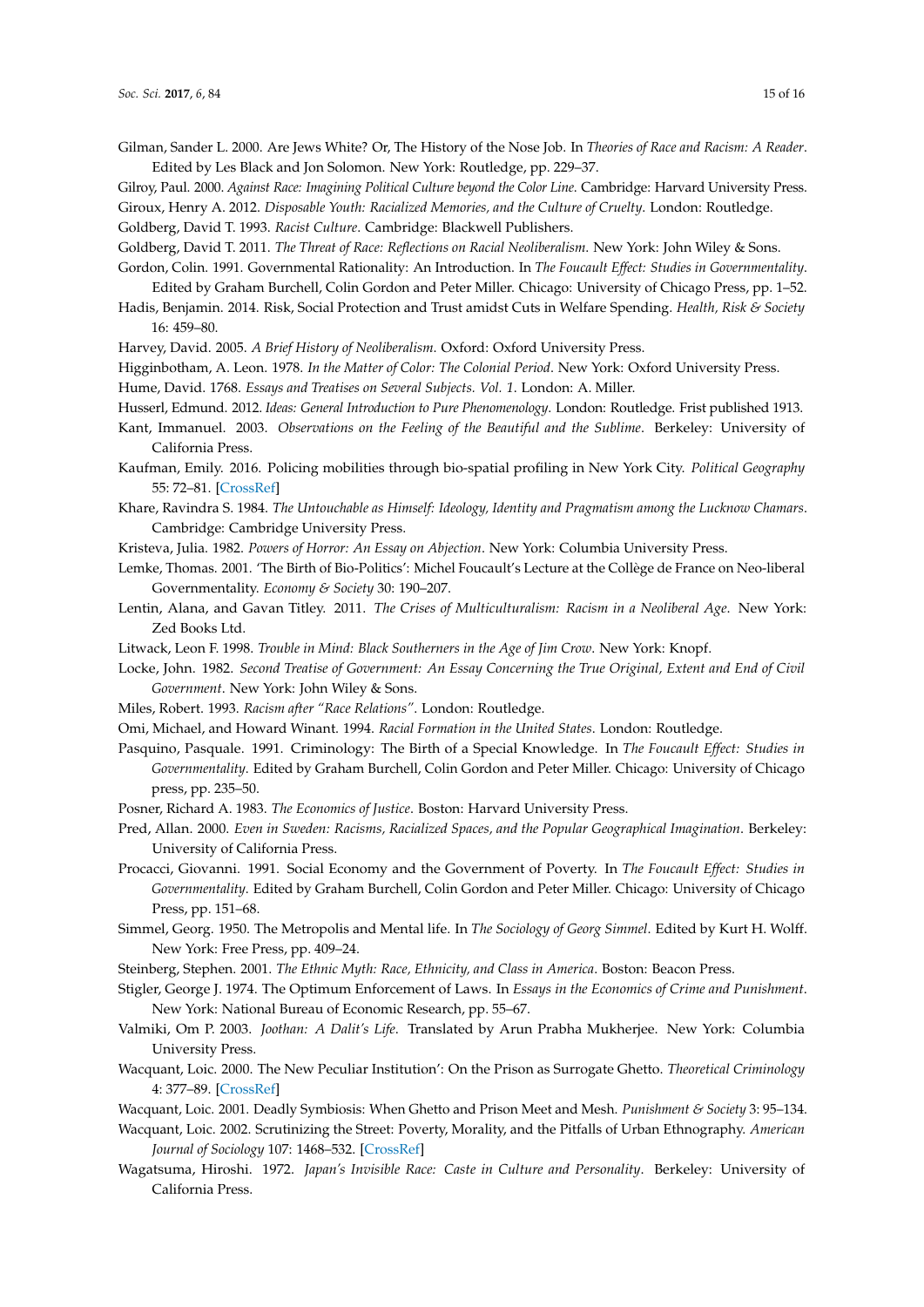Gilman, Sander L. 2000. Are Jews White? Or, The History of the Nose Job. In *Theories of Race and Racism: A Reader*. Edited by Les Black and Jon Solomon. New York: Routledge, pp. 229–37.

Gilroy, Paul. 2000. *Against Race: Imagining Political Culture beyond the Color Line*. Cambridge: Harvard University Press.

Giroux, Henry A. 2012. *Disposable Youth: Racialized Memories, and the Culture of Cruelty*. London: Routledge.

Goldberg, David T. 1993. *Racist Culture*. Cambridge: Blackwell Publishers.

Goldberg, David T. 2011. *The Threat of Race: Reflections on Racial Neoliberalism*. New York: John Wiley & Sons.

Gordon, Colin. 1991. Governmental Rationality: An Introduction. In *The Foucault Effect: Studies in Governmentality*. Edited by Graham Burchell, Colin Gordon and Peter Miller. Chicago: University of Chicago Press, pp. 1–52.

Hadis, Benjamin. 2014. Risk, Social Protection and Trust amidst Cuts in Welfare Spending. *Health, Risk & Society* 16: 459–80.

Harvey, David. 2005. *A Brief History of Neoliberalism*. Oxford: Oxford University Press.

Higginbotham, A. Leon. 1978. *In the Matter of Color: The Colonial Period*. New York: Oxford University Press.

Hume, David. 1768. *Essays and Treatises on Several Subjects. Vol. 1*. London: A. Miller.

Husserl, Edmund. 2012. *Ideas: General Introduction to Pure Phenomenology*. London: Routledge. Frist published 1913.

Kant, Immanuel. 2003. *Observations on the Feeling of the Beautiful and the Sublime*. Berkeley: University of California Press.

Kaufman, Emily. 2016. Policing mobilities through bio-spatial profiling in New York City. *Political Geography* 55: 72–81. [CrossRef]

Khare, Ravindra S. 1984. *The Untouchable as Himself: Ideology, Identity and Pragmatism among the Lucknow Chamars*. Cambridge: Cambridge University Press.

Kristeva, Julia. 1982. *Powers of Horror: An Essay on Abjection*. New York: Columbia University Press.

Lemke, Thomas. 2001. 'The Birth of Bio-Politics': Michel Foucault's Lecture at the Collège de France on Neo-liberal Governmentality. *Economy & Society* 30: 190–207.

Lentin, Alana, and Gavan Titley. 2011. *The Crises of Multiculturalism: Racism in a Neoliberal Age*. New York: Zed Books Ltd.

Litwack, Leon F. 1998. *Trouble in Mind: Black Southerners in the Age of Jim Crow*. New York: Knopf.

Locke, John. 1982. *Second Treatise of Government: An Essay Concerning the True Original, Extent and End of Civil Government*. New York: John Wiley & Sons.

Miles, Robert. 1993. *Racism after "Race Relations"*. London: Routledge.

Omi, Michael, and Howard Winant. 1994. *Racial Formation in the United States*. London: Routledge.

Pasquino, Pasquale. 1991. Criminology: The Birth of a Special Knowledge. In *The Foucault Effect: Studies in Governmentality*. Edited by Graham Burchell, Colin Gordon and Peter Miller. Chicago: University of Chicago press, pp. 235–50.

Posner, Richard A. 1983. *The Economics of Justice*. Boston: Harvard University Press.

Pred, Allan. 2000. *Even in Sweden: Racisms, Racialized Spaces, and the Popular Geographical Imagination*. Berkeley: University of California Press.

Procacci, Giovanni. 1991. Social Economy and the Government of Poverty. In *The Foucault Effect: Studies in Governmentality*. Edited by Graham Burchell, Colin Gordon and Peter Miller. Chicago: University of Chicago Press, pp. 151–68.

Simmel, Georg. 1950. The Metropolis and Mental life. In *The Sociology of Georg Simmel*. Edited by Kurt H. Wolff. New York: Free Press, pp. 409–24.

Steinberg, Stephen. 2001. *The Ethnic Myth: Race, Ethnicity, and Class in America*. Boston: Beacon Press.

Stigler, George J. 1974. The Optimum Enforcement of Laws. In *Essays in the Economics of Crime and Punishment*. New York: National Bureau of Economic Research, pp. 55–67.

Valmiki, Om P. 2003. *Joothan: A Dalit's Life*. Translated by Arun Prabha Mukherjee. New York: Columbia University Press.

Wacquant, Loic. 2000. The New Peculiar Institution': On the Prison as Surrogate Ghetto. *Theoretical Criminology* 4: 377–89. [CrossRef]

Wacquant, Loic. 2001. Deadly Symbiosis: When Ghetto and Prison Meet and Mesh. *Punishment & Society* 3: 95–134.

Wacquant, Loic. 2002. Scrutinizing the Street: Poverty, Morality, and the Pitfalls of Urban Ethnography. *American Journal of Sociology* 107: 1468–532. [CrossRef]

Wagatsuma, Hiroshi. 1972. *Japan's Invisible Race: Caste in Culture and Personality*. Berkeley: University of California Press.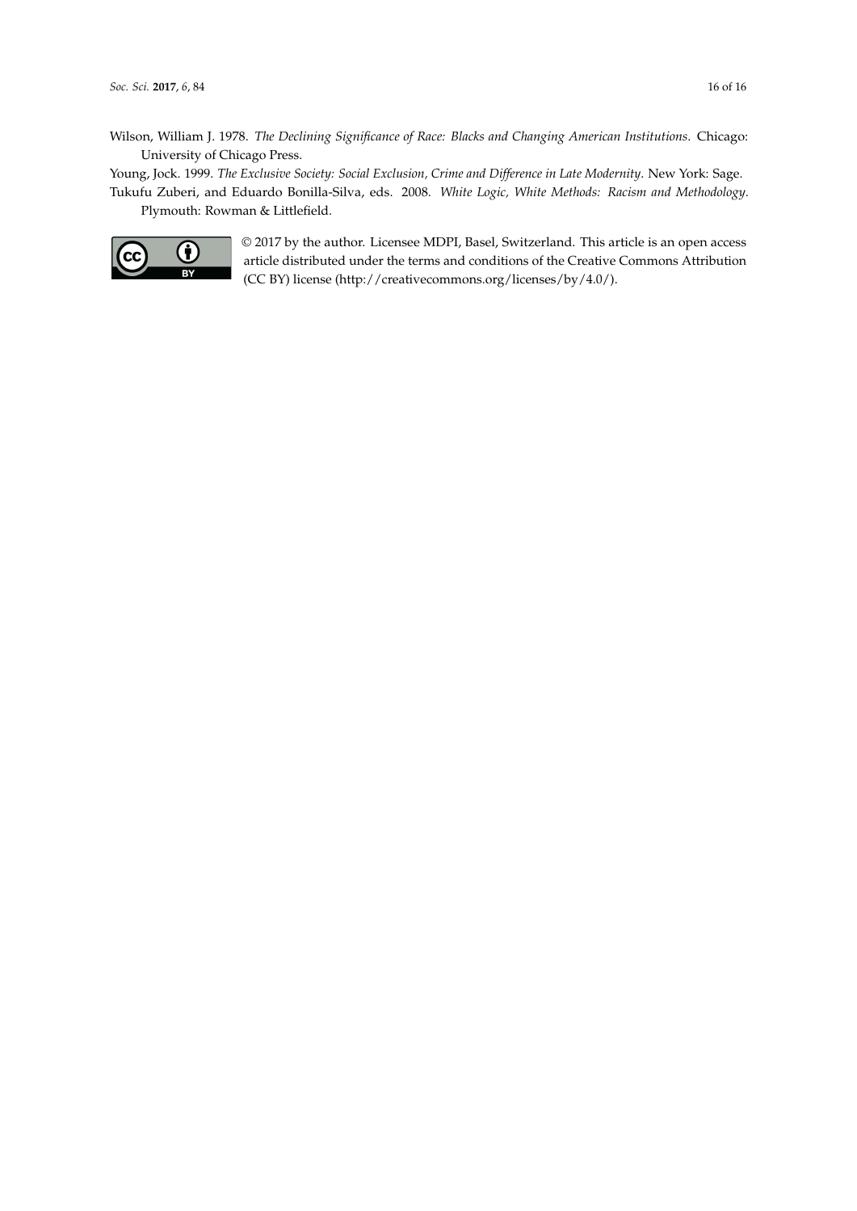Wilson, William J. 1978. *The Declining Significance of Race: Blacks and Changing American Institutions*. Chicago: University of Chicago Press.

Young, Jock. 1999. *The Exclusive Society: Social Exclusion, Crime and Difference in Late Modernity*. New York: Sage.

Tukufu Zuberi, and Eduardo Bonilla-Silva, eds. 2008. *White Logic, White Methods: Racism and Methodology*. Plymouth: Rowman & Littlefield.

© 2017 by the author. Licensee MDPI, Basel, Switzerland. This article is an open access article distributed under the terms and conditions of the Creative Commons Attribution (CC BY) license (http://creativecommons.org/licenses/by/4.0/).